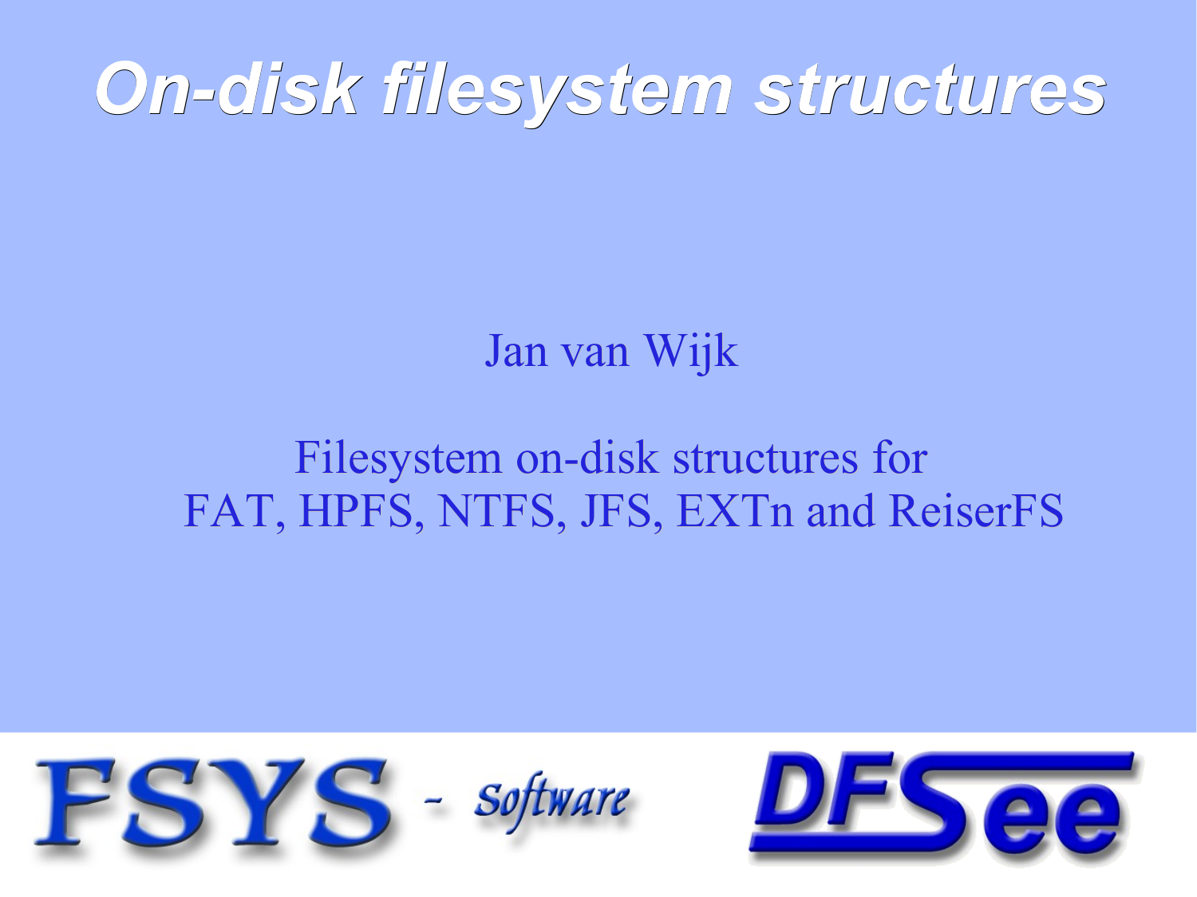# *On-disk filesystem structures*

Jan van Wijk

Filesystem on-disk structures for
FAT, HPFS, NTFS, JFS, EXTn and ReiserFS

FSYS - Software

DFSee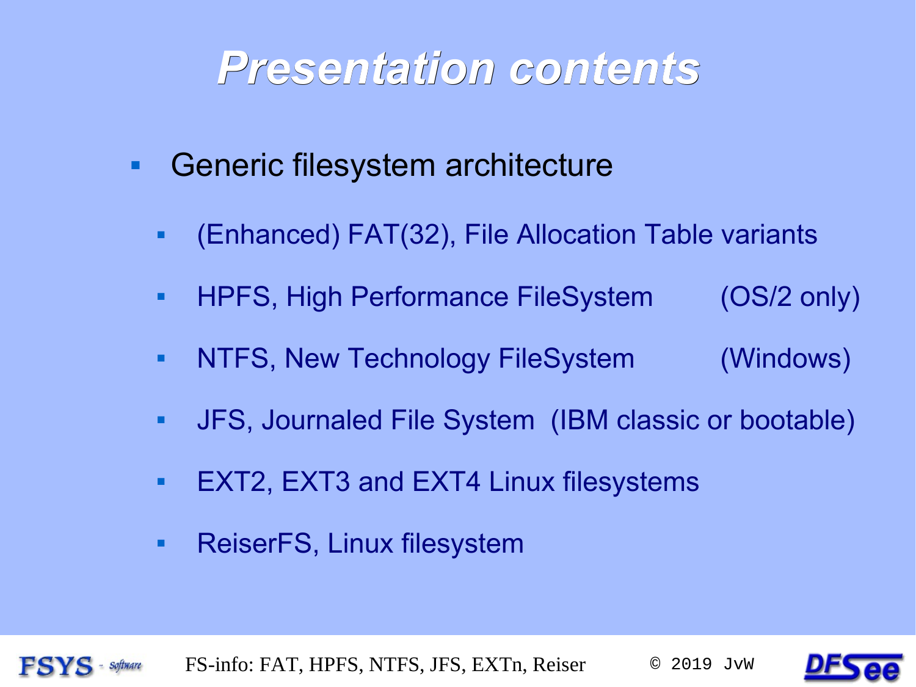# Presentation contents

- Generic filesystem architecture
  - (Enhanced) FAT(32), File Allocation Table variants
  - HPFS, High Performance FileSystem (OS/2 only)
  - NTFS, New Technology FileSystem (Windows)
  - JFS, Journaled File System (IBM classic or bootable)
  - EXT2, EXT3 and EXT4 Linux filesystems
  - ReiserFS, Linux filesystem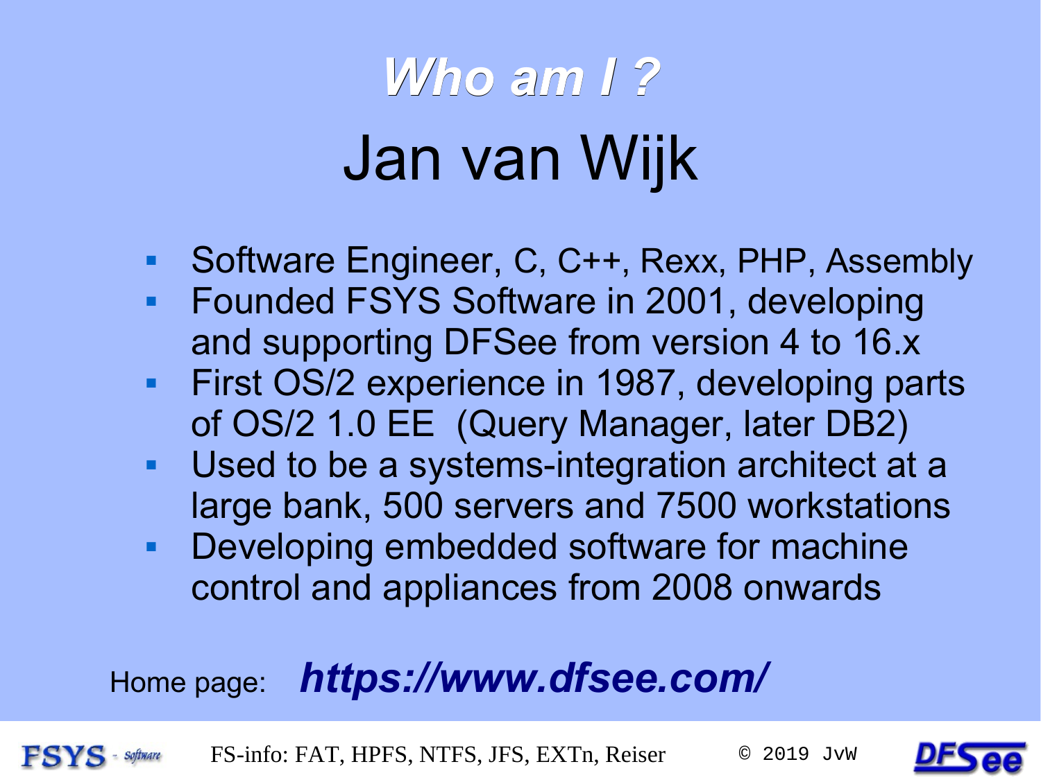# *Who am I ?*

## Jan van Wijk

- Software Engineer, C, C++, Rexx, PHP, Assembly
- Founded FSYS Software in 2001, developing and supporting DFSee from version 4 to 16.x
- First OS/2 experience in 1987, developing parts of OS/2 1.0 EE (Query Manager, later DB2)
- Used to be a systems-integration architect at a large bank, 500 servers and 7500 workstations
- Developing embedded software for machine control and appliances from 2008 onwards

Home page: ***https://www.dfsee.com/***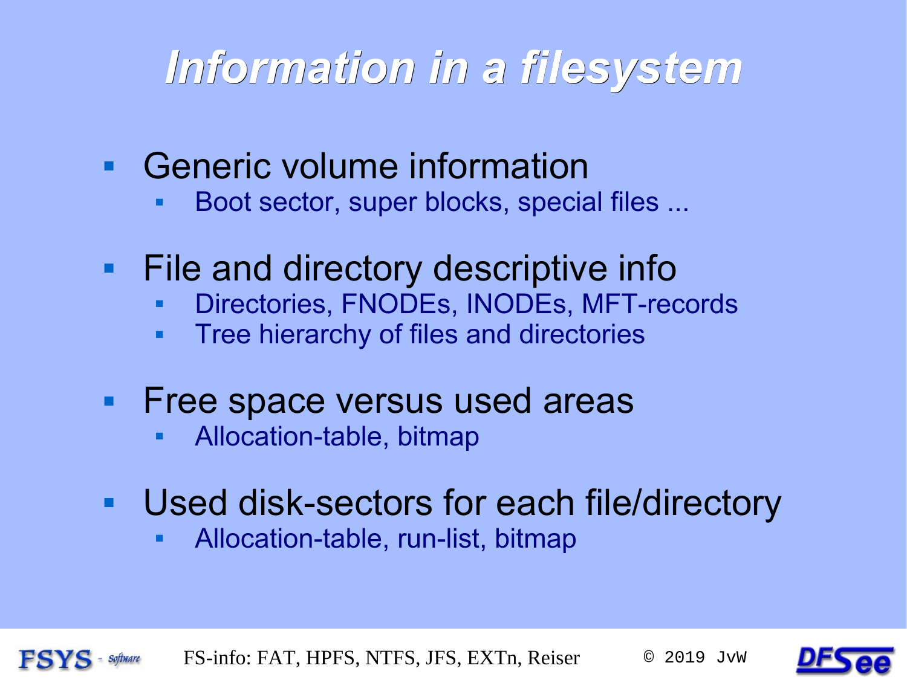# Information in a filesystem

- Generic volume information
  - Boot sector, super blocks, special files ...
- File and directory descriptive info
  - Directories, FNODEs, INODEs, MFT-records
  - Tree hierarchy of files and directories
- Free space versus used areas
  - Allocation-table, bitmap
- Used disk-sectors for each file/directory
  - Allocation-table, run-list, bitmap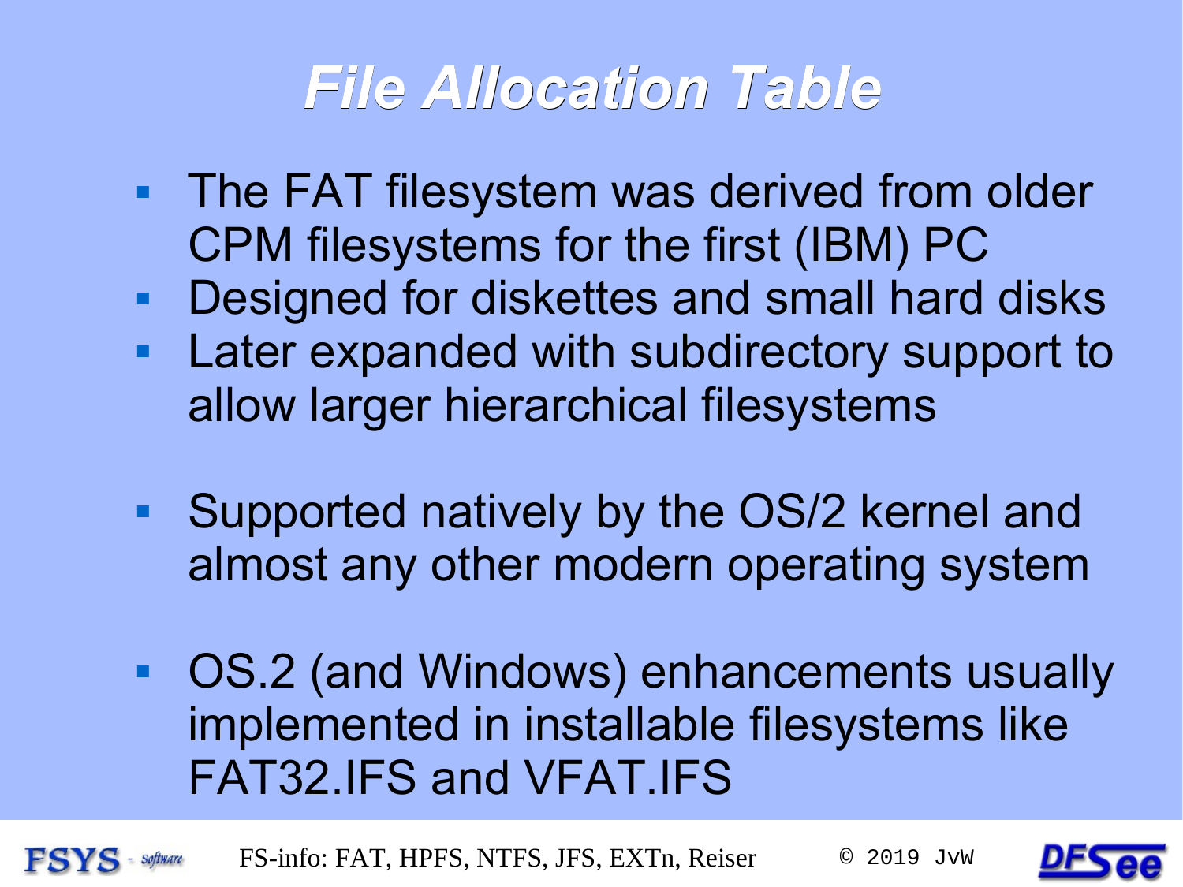# File Allocation Table

- The FAT filesystem was derived from older CPM filesystems for the first (IBM) PC
- Designed for diskettes and small hard disks
- Later expanded with subdirectory support to allow larger hierarchical filesystems

- Supported natively by the OS/2 kernel and almost any other modern operating system

- OS.2 (and Windows) enhancements usually implemented in installable filesystems like FAT32.IFS and VFAT.IFS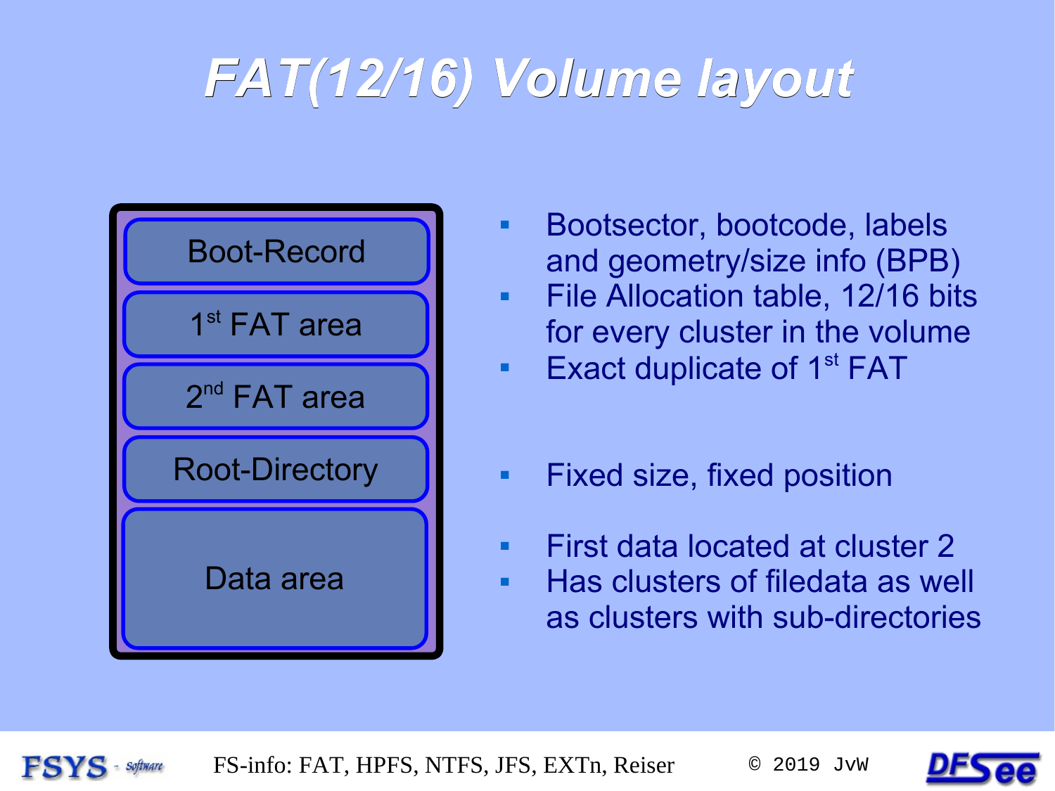# FAT(12/16) Volume layout

| Area | Description |
|---|---|
| Boot-Record | Bootsector, bootcode, labels and geometry/size info (BPB) |
| 1st FAT area | File Allocation table, 12/16 bits for every cluster in the volume |
| 2nd FAT area | Exact duplicate of 1st FAT |
| Root-Directory | Fixed size, fixed position |
| Data area | First data located at cluster 2; Has clusters of filedata as well as clusters with sub-directories |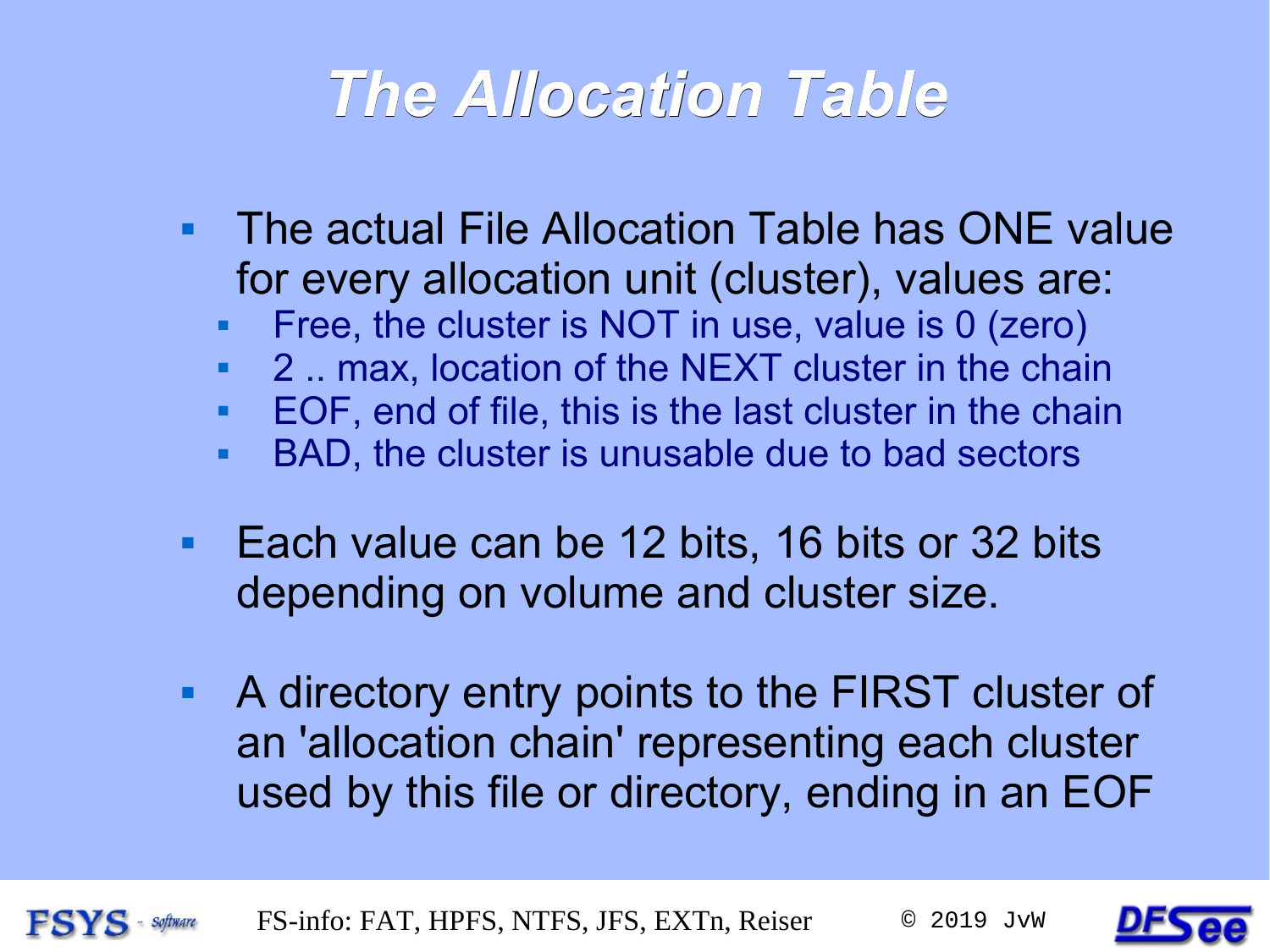# The Allocation Table

- The actual File Allocation Table has ONE value for every allocation unit (cluster), values are:
  - Free, the cluster is NOT in use, value is 0 (zero)
  - 2 .. max, location of the NEXT cluster in the chain
  - EOF, end of file, this is the last cluster in the chain
  - BAD, the cluster is unusable due to bad sectors
- Each value can be 12 bits, 16 bits or 32 bits depending on volume and cluster size.
- A directory entry points to the FIRST cluster of an 'allocation chain' representing each cluster used by this file or directory, ending in an EOF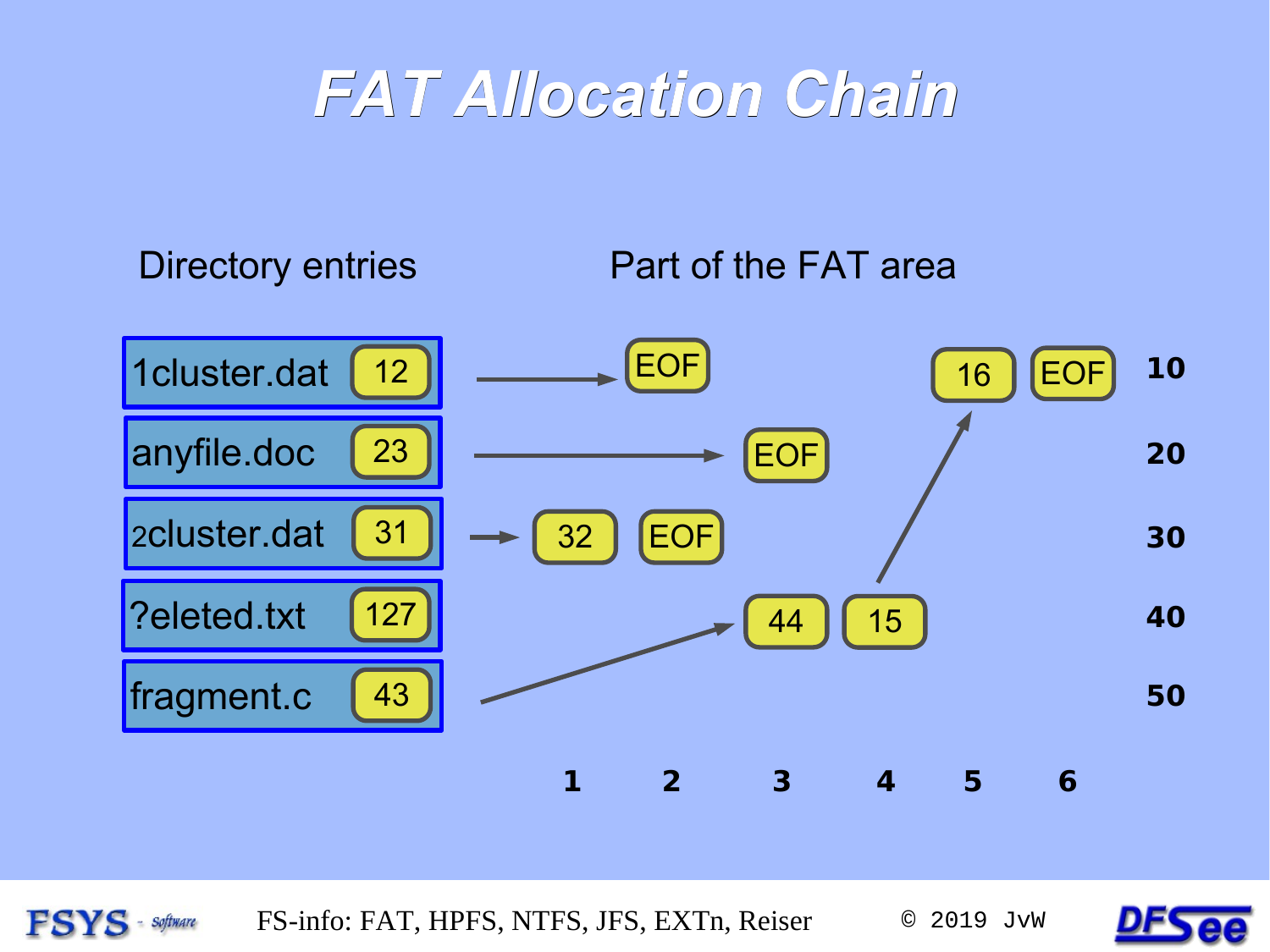# FAT Allocation Chain

Directory entries

| File | Cluster |
|---|---|
| 1cluster.dat | 12 |
| anyfile.doc | 23 |
| 2cluster.dat | 31 |
| ?eleted.txt | 127 |
| fragment.c | 43 |

Part of the FAT area

| | 1 | 2 | 3 | 4 | 5 | 6 |
|---|---|---|---|---|---|---|
| 10 | | EOF | | | 16 | EOF |
| 20 | | | EOF | | | |
| 30 | 32 | EOF | | | | |
| 40 | | | 44 | 15 | | |
| 50 | | | | | | |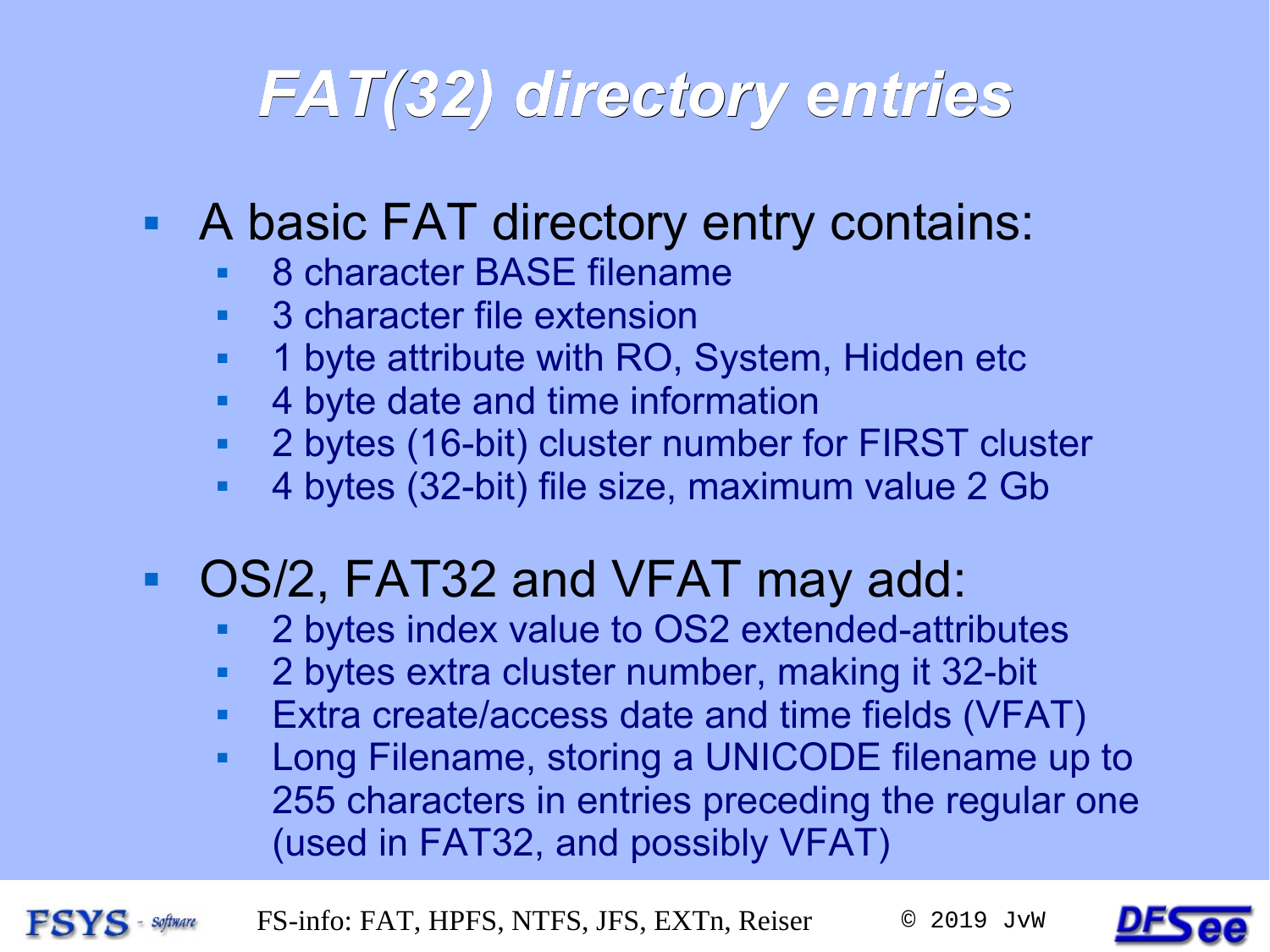# FAT(32) directory entries

- A basic FAT directory entry contains:
  - 8 character BASE filename
  - 3 character file extension
  - 1 byte attribute with RO, System, Hidden etc
  - 4 byte date and time information
  - 2 bytes (16-bit) cluster number for FIRST cluster
  - 4 bytes (32-bit) file size, maximum value 2 Gb
- OS/2, FAT32 and VFAT may add:
  - 2 bytes index value to OS2 extended-attributes
  - 2 bytes extra cluster number, making it 32-bit
  - Extra create/access date and time fields (VFAT)
  - Long Filename, storing a UNICODE filename up to 255 characters in entries preceding the regular one (used in FAT32, and possibly VFAT)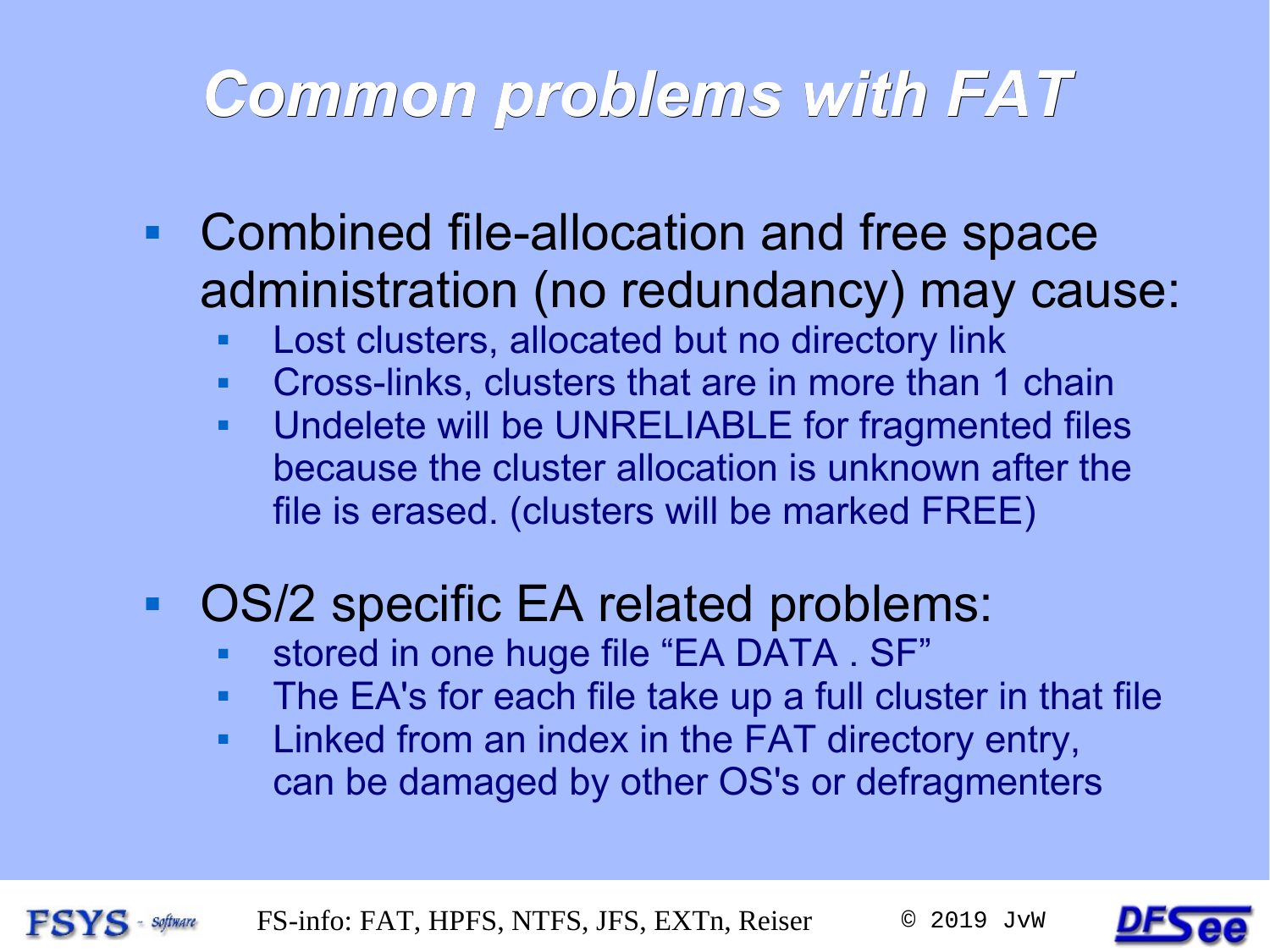# Common problems with FAT

- Combined file-allocation and free space administration (no redundancy) may cause:
  - Lost clusters, allocated but no directory link
  - Cross-links, clusters that are in more than 1 chain
  - Undelete will be UNRELIABLE for fragmented files because the cluster allocation is unknown after the file is erased. (clusters will be marked FREE)
- OS/2 specific EA related problems:
  - stored in one huge file "EA DATA . SF"
  - The EA's for each file take up a full cluster in that file
  - Linked from an index in the FAT directory entry, can be damaged by other OS's or defragmenters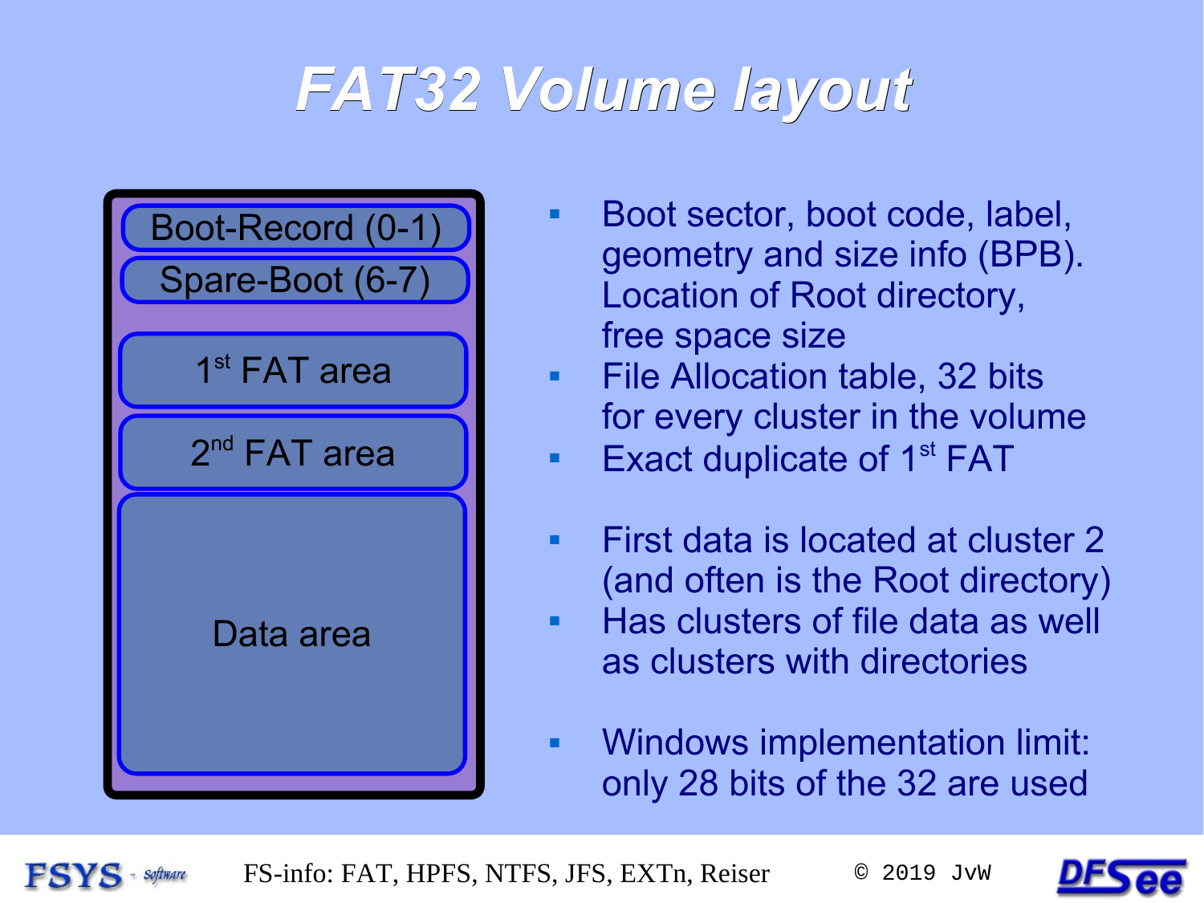# FAT32 Volume layout

- Boot-Record (0-1)
- Spare-Boot (6-7)
- 1st FAT area
- 2nd FAT area
- Data area

- Boot sector, boot code, label, geometry and size info (BPB). Location of Root directory, free space size
- File Allocation table, 32 bits for every cluster in the volume
- Exact duplicate of 1st FAT

- First data is located at cluster 2 (and often is the Root directory)
- Has clusters of file data as well as clusters with directories

- Windows implementation limit: only 28 bits of the 32 are used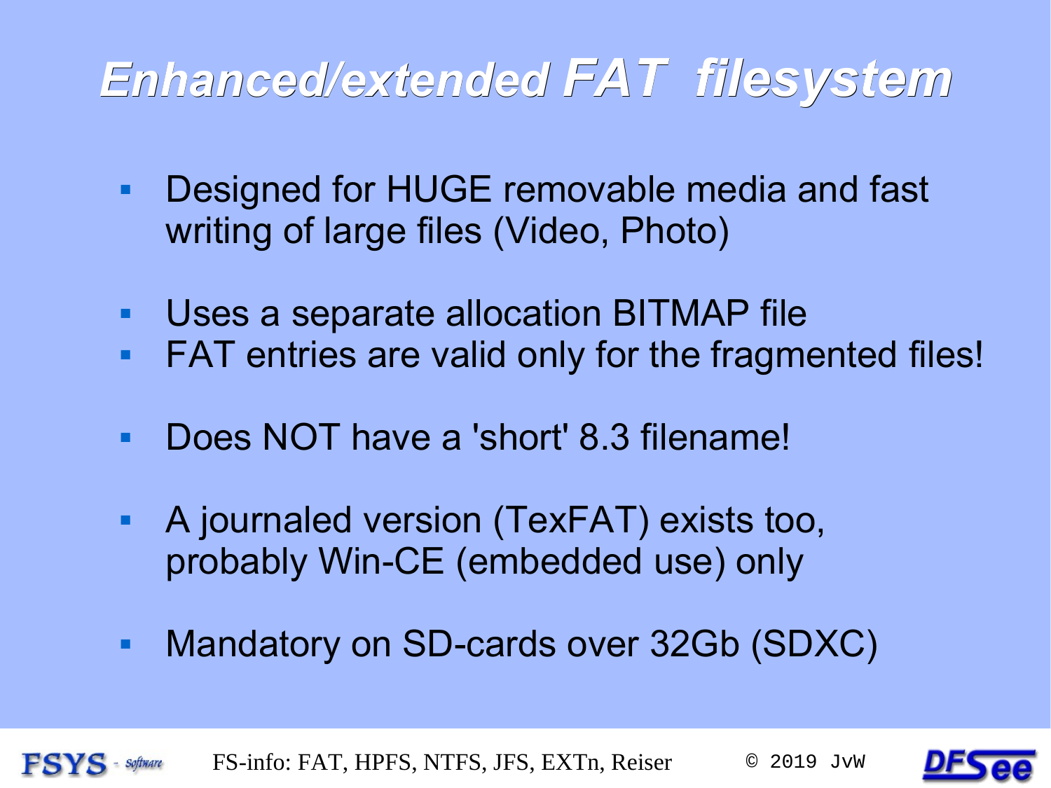# *Enhanced/extended FAT filesystem*

- Designed for HUGE removable media and fast writing of large files (Video, Photo)

- Uses a separate allocation BITMAP file
- FAT entries are valid only for the fragmented files!

- Does NOT have a 'short' 8.3 filename!

- A journaled version (TexFAT) exists too, probably Win-CE (embedded use) only

- Mandatory on SD-cards over 32Gb (SDXC)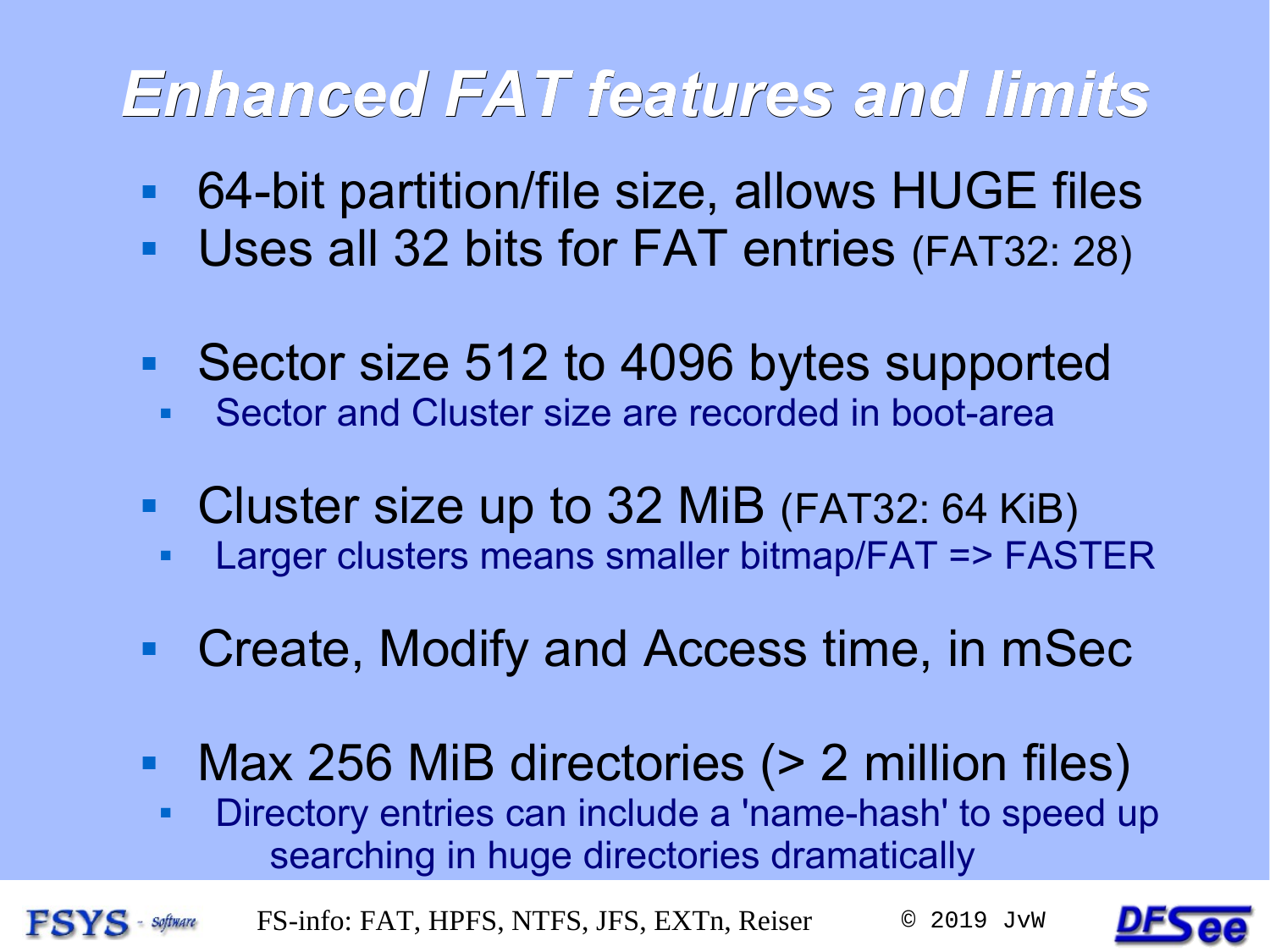# *Enhanced FAT features and limits*

- 64-bit partition/file size, allows HUGE files
- Uses all 32 bits for FAT entries (FAT32: 28)

- Sector size 512 to 4096 bytes supported
  - Sector and Cluster size are recorded in boot-area

- Cluster size up to 32 MiB (FAT32: 64 KiB)
  - Larger clusters means smaller bitmap/FAT => FASTER

- Create, Modify and Access time, in mSec

- Max 256 MiB directories (> 2 million files)
  - Directory entries can include a 'name-hash' to speed up searching in huge directories dramatically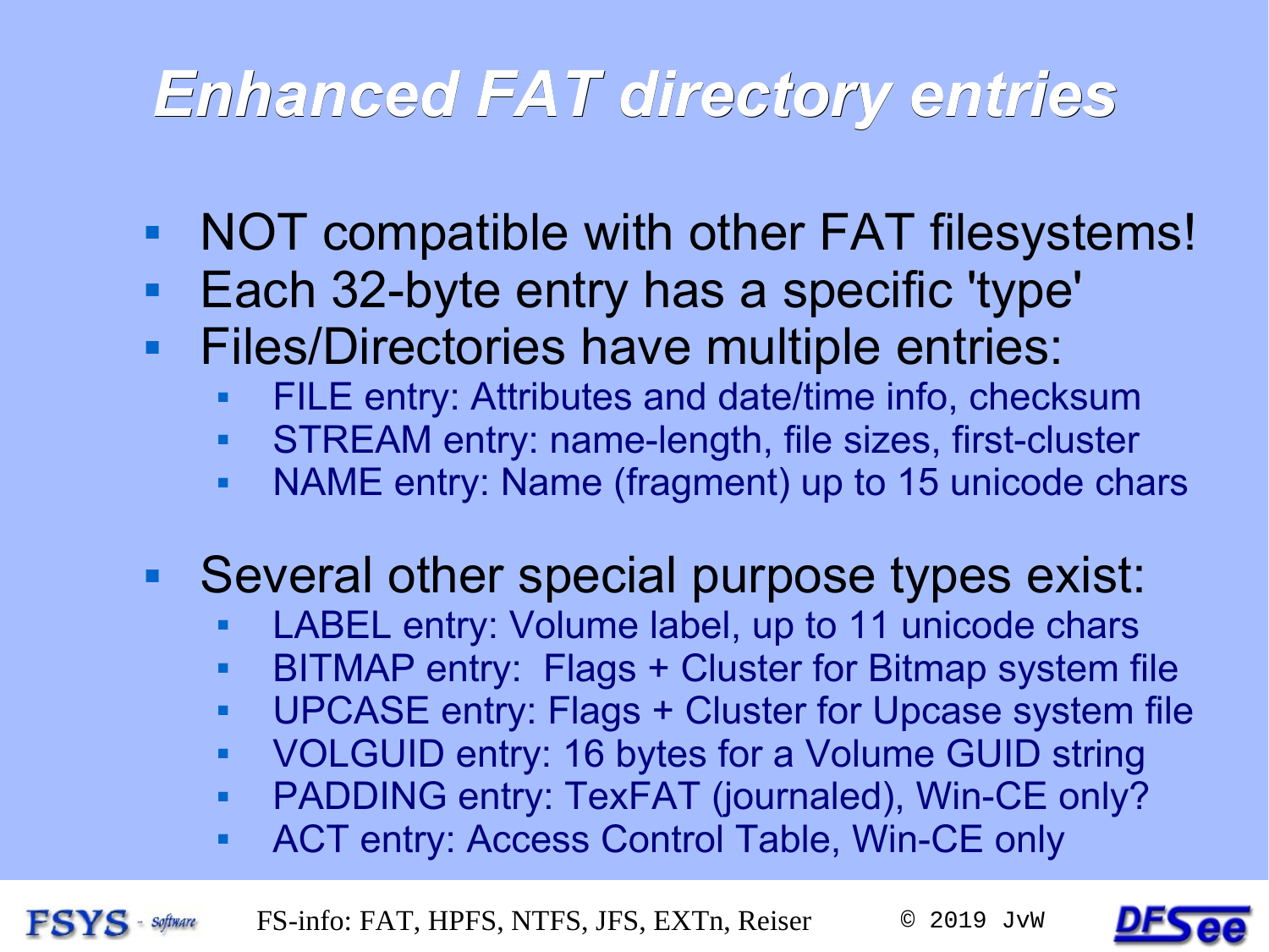# Enhanced FAT directory entries

- NOT compatible with other FAT filesystems!
- Each 32-byte entry has a specific 'type'
- Files/Directories have multiple entries:
  - FILE entry: Attributes and date/time info, checksum
  - STREAM entry: name-length, file sizes, first-cluster
  - NAME entry: Name (fragment) up to 15 unicode chars
- Several other special purpose types exist:
  - LABEL entry: Volume label, up to 11 unicode chars
  - BITMAP entry: Flags + Cluster for Bitmap system file
  - UPCASE entry: Flags + Cluster for Upcase system file
  - VOLGUID entry: 16 bytes for a Volume GUID string
  - PADDING entry: TexFAT (journaled), Win-CE only?
  - ACT entry: Access Control Table, Win-CE only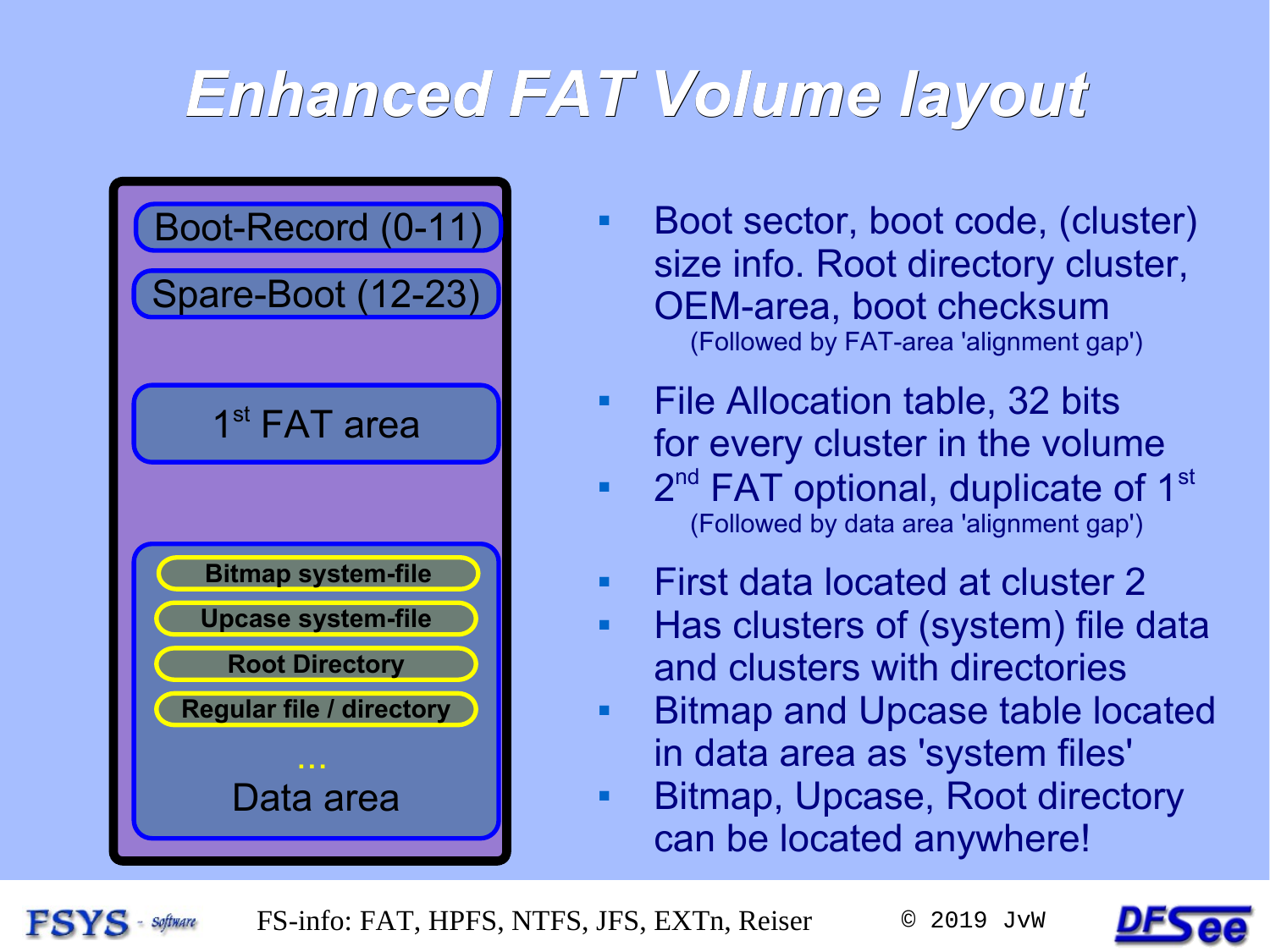# Enhanced FAT Volume layout

- Boot-Record (0-11)
- Spare-Boot (12-23)
- 1st FAT area
- Data area
  - Bitmap system-file
  - Upcase system-file
  - Root Directory
  - Regular file / directory
  - ...

---

- Boot sector, boot code, (cluster) size info. Root directory cluster, OEM-area, boot checksum
  (Followed by FAT-area 'alignment gap')
- File Allocation table, 32 bits for every cluster in the volume
- 2nd FAT optional, duplicate of 1st
  (Followed by data area 'alignment gap')
- First data located at cluster 2
- Has clusters of (system) file data and clusters with directories
- Bitmap and Upcase table located in data area as 'system files'
- Bitmap, Upcase, Root directory can be located anywhere!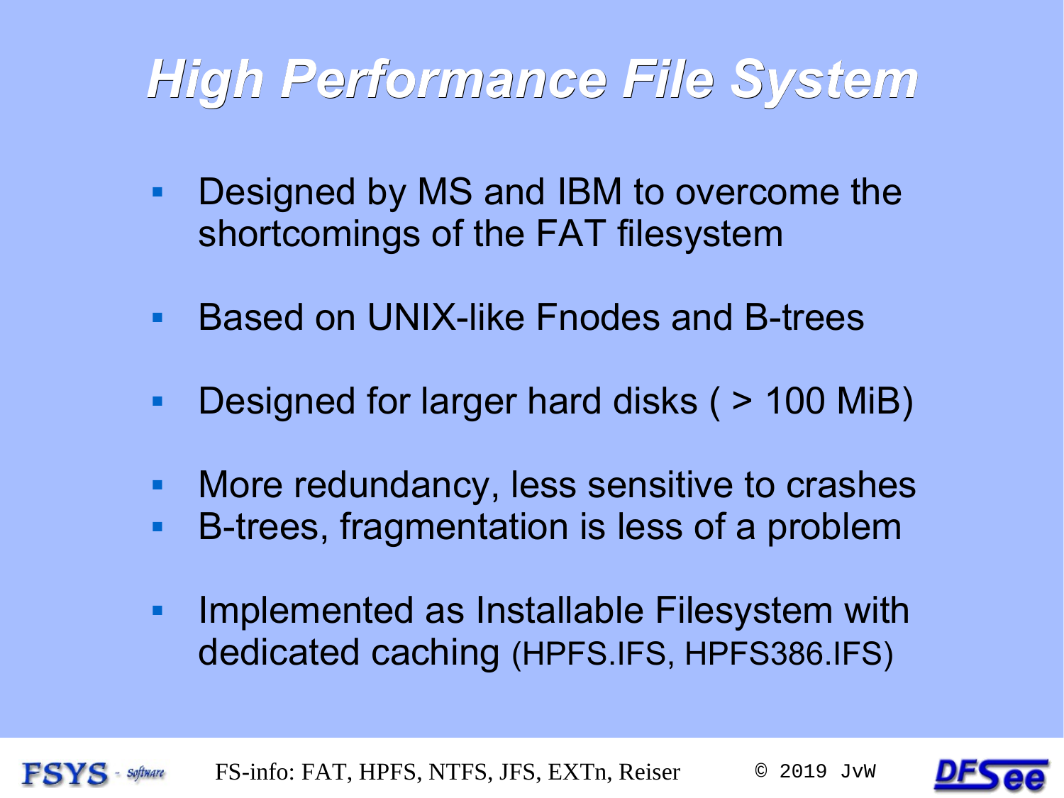# *High Performance File System*

- Designed by MS and IBM to overcome the shortcomings of the FAT filesystem

- Based on UNIX-like Fnodes and B-trees

- Designed for larger hard disks ( > 100 MiB)

- More redundancy, less sensitive to crashes
- B-trees, fragmentation is less of a problem

- Implemented as Installable Filesystem with dedicated caching (HPFS.IFS, HPFS386.IFS)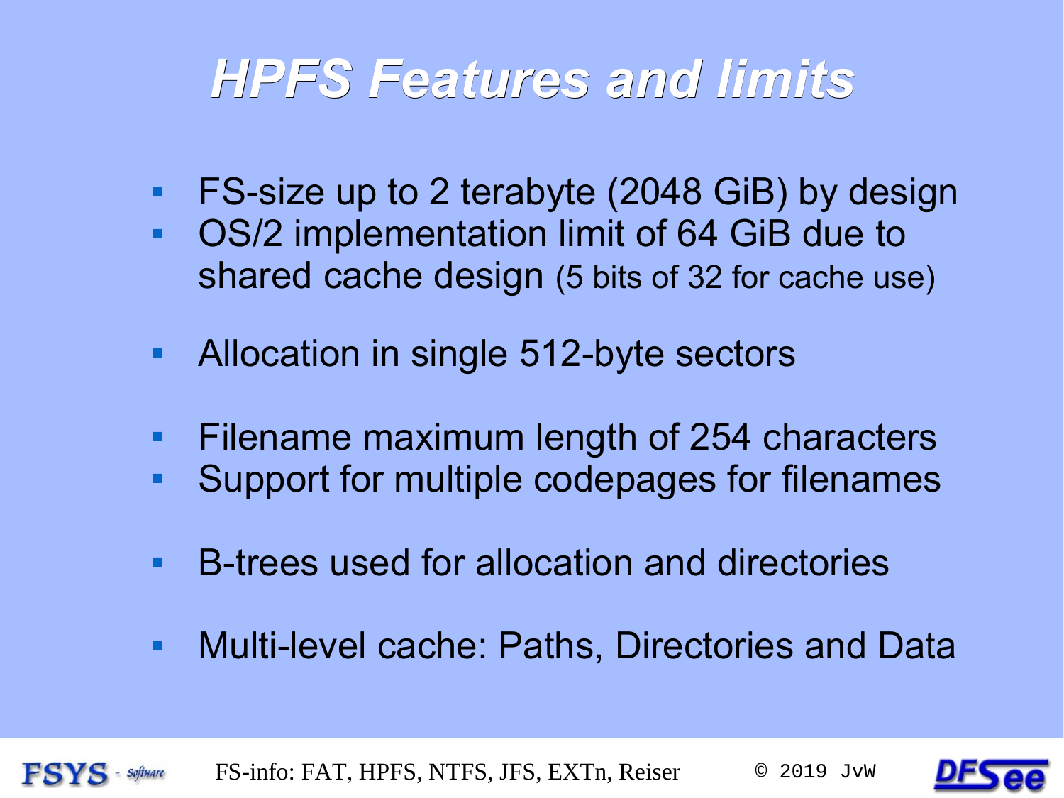# HPFS Features and limits

- FS-size up to 2 terabyte (2048 GiB) by design
- OS/2 implementation limit of 64 GiB due to shared cache design (5 bits of 32 for cache use)

- Allocation in single 512-byte sectors

- Filename maximum length of 254 characters
- Support for multiple codepages for filenames

- B-trees used for allocation and directories

- Multi-level cache: Paths, Directories and Data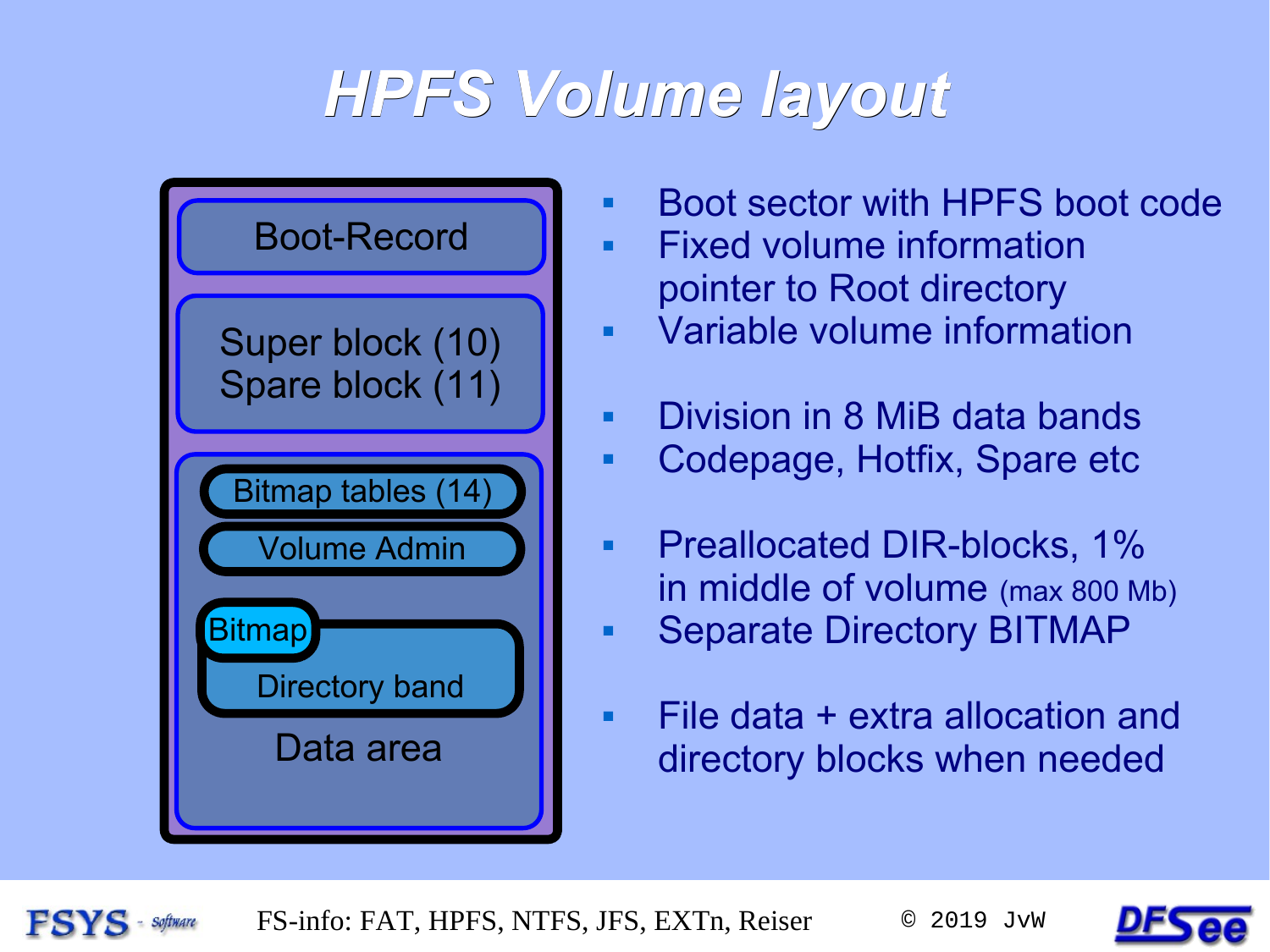# HPFS Volume layout

- Boot-Record
- Super block (10)
  Spare block (11)
- Bitmap tables (14)
- Volume Admin
- Bitmap
  Directory band
- Data area

---

- Boot sector with HPFS boot code
- Fixed volume information pointer to Root directory
- Variable volume information

- Division in 8 MiB data bands
- Codepage, Hotfix, Spare etc

- Preallocated DIR-blocks, 1% in middle of volume (max 800 Mb)
- Separate Directory BITMAP

- File data + extra allocation and directory blocks when needed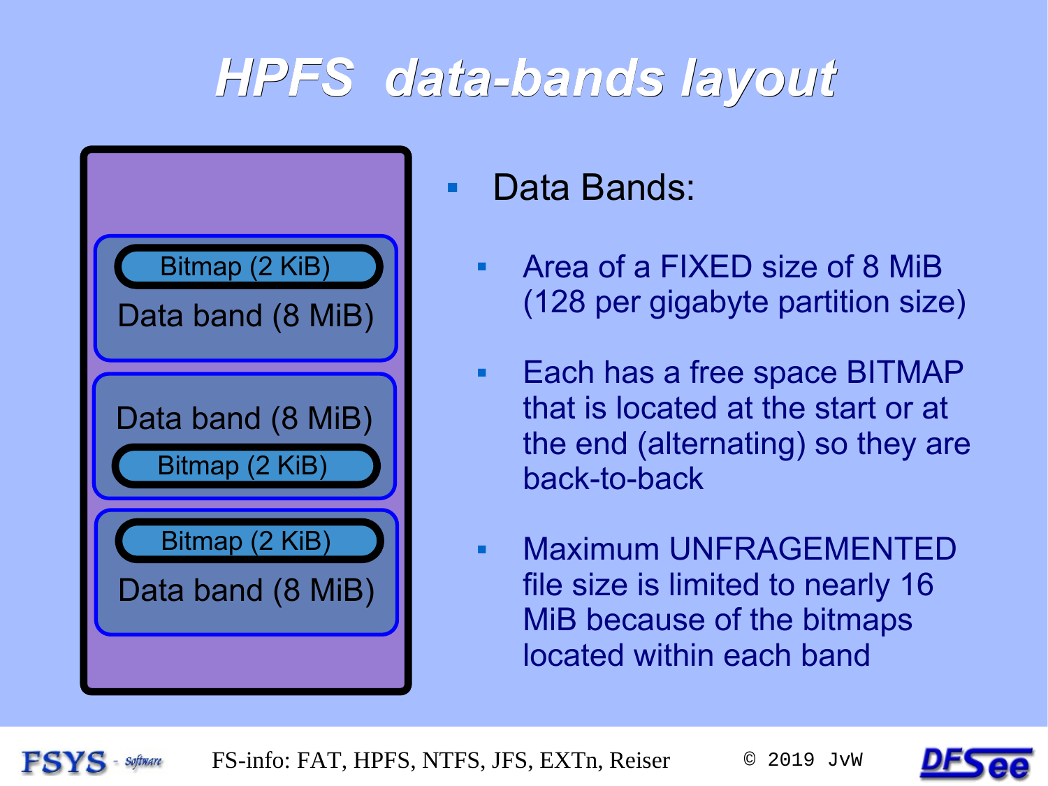# HPFS data-bands layout

Bitmap (2 KiB)
Data band (8 MiB)

Data band (8 MiB)
Bitmap (2 KiB)

Bitmap (2 KiB)
Data band (8 MiB)

- Data Bands:
  - Area of a FIXED size of 8 MiB (128 per gigabyte partition size)
  - Each has a free space BITMAP that is located at the start or at the end (alternating) so they are back-to-back
  - Maximum UNFRAGEMENTED file size is limited to nearly 16 MiB because of the bitmaps located within each band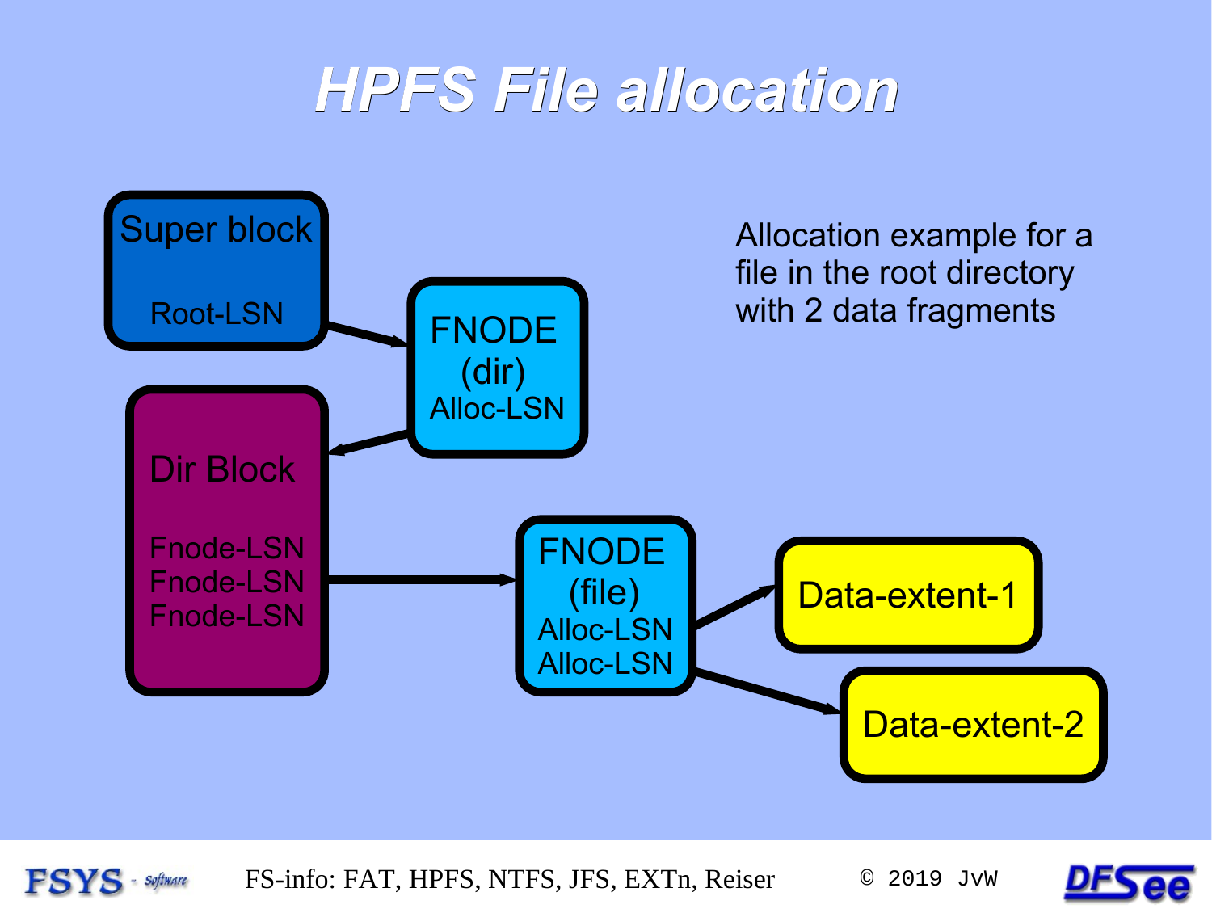# HPFS File allocation

Allocation example for a file in the root directory with 2 data fragments

Super block

Root-LSN

FNODE (dir)

Alloc-LSN

Dir Block

Fnode-LSN
Fnode-LSN
Fnode-LSN

FNODE (file)

Alloc-LSN
Alloc-LSN

Data-extent-1

Data-extent-2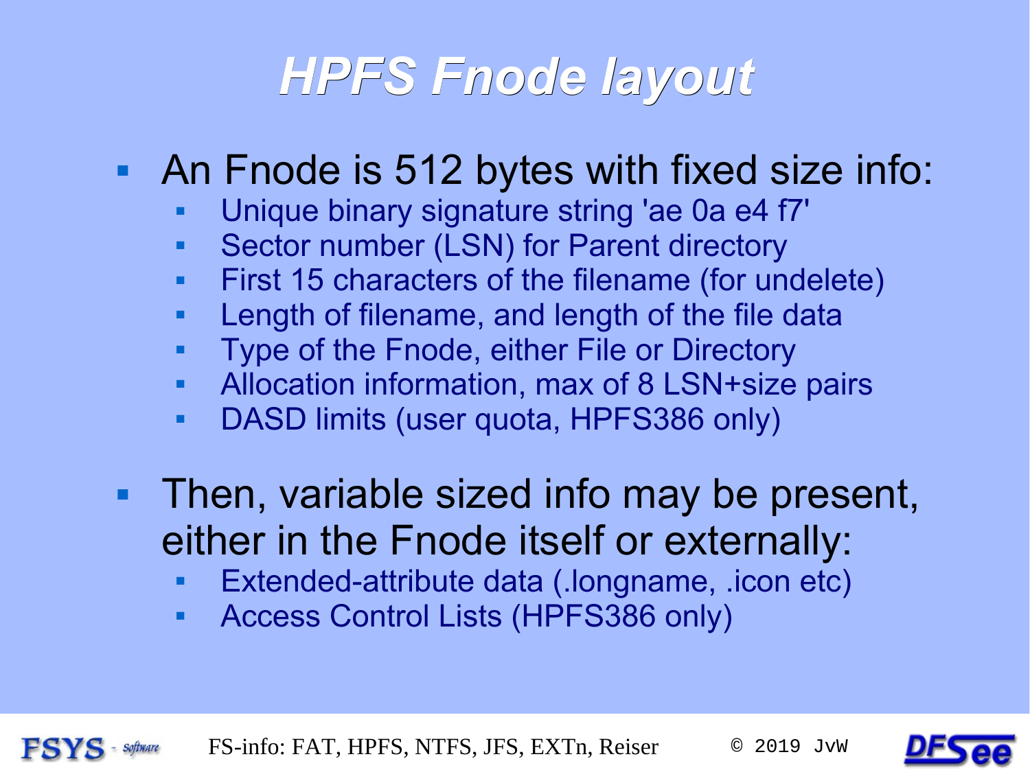# HPFS Fnode layout

- An Fnode is 512 bytes with fixed size info:
  - Unique binary signature string 'ae 0a e4 f7'
  - Sector number (LSN) for Parent directory
  - First 15 characters of the filename (for undelete)
  - Length of filename, and length of the file data
  - Type of the Fnode, either File or Directory
  - Allocation information, max of 8 LSN+size pairs
  - DASD limits (user quota, HPFS386 only)
- Then, variable sized info may be present, either in the Fnode itself or externally:
  - Extended-attribute data (.longname, .icon etc)
  - Access Control Lists (HPFS386 only)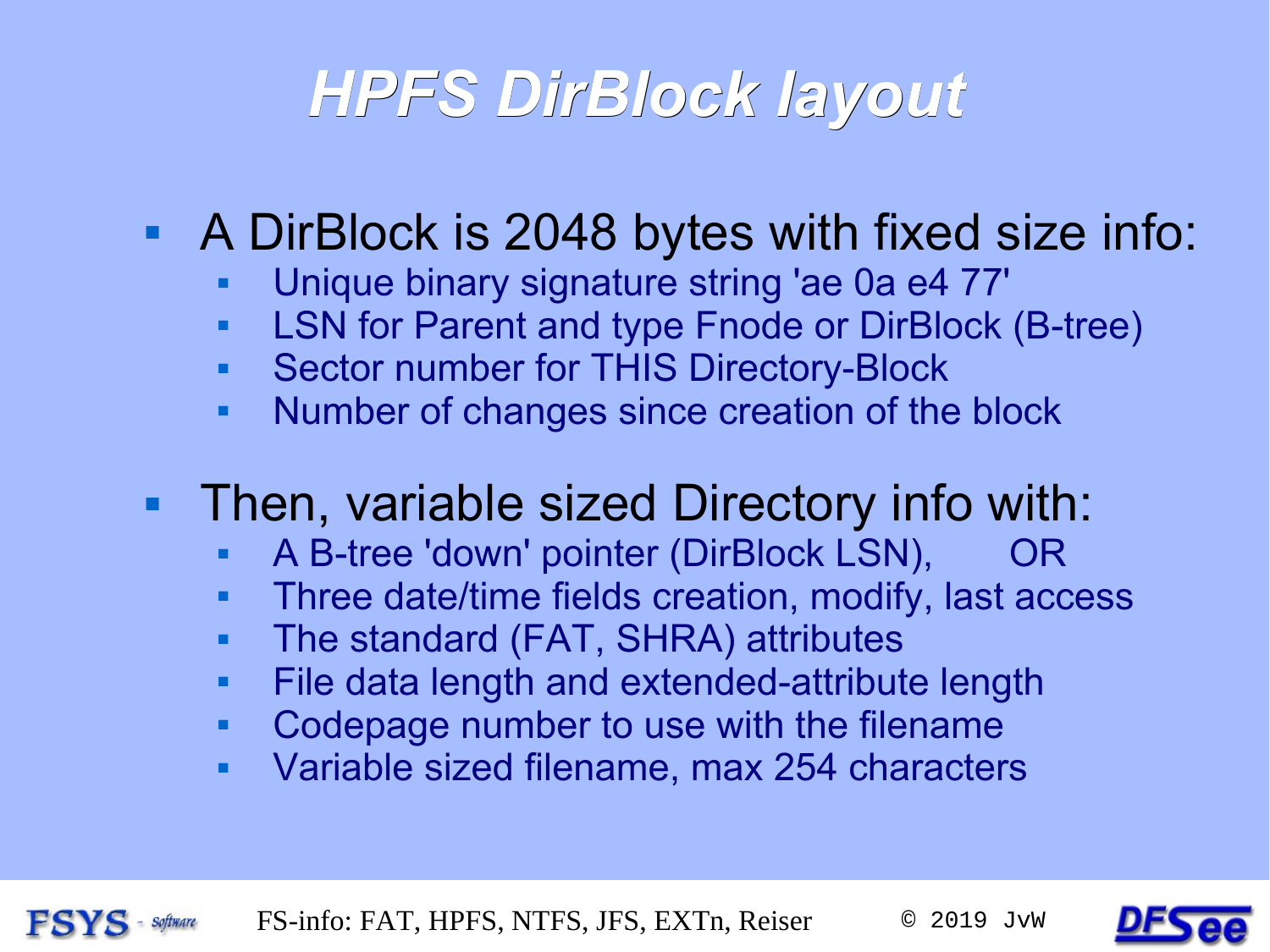# HPFS DirBlock layout

- A DirBlock is 2048 bytes with fixed size info:
  - Unique binary signature string 'ae 0a e4 77'
  - LSN for Parent and type Fnode or DirBlock (B-tree)
  - Sector number for THIS Directory-Block
  - Number of changes since creation of the block
- Then, variable sized Directory info with:
  - A B-tree 'down' pointer (DirBlock LSN), OR
  - Three date/time fields creation, modify, last access
  - The standard (FAT, SHRA) attributes
  - File data length and extended-attribute length
  - Codepage number to use with the filename
  - Variable sized filename, max 254 characters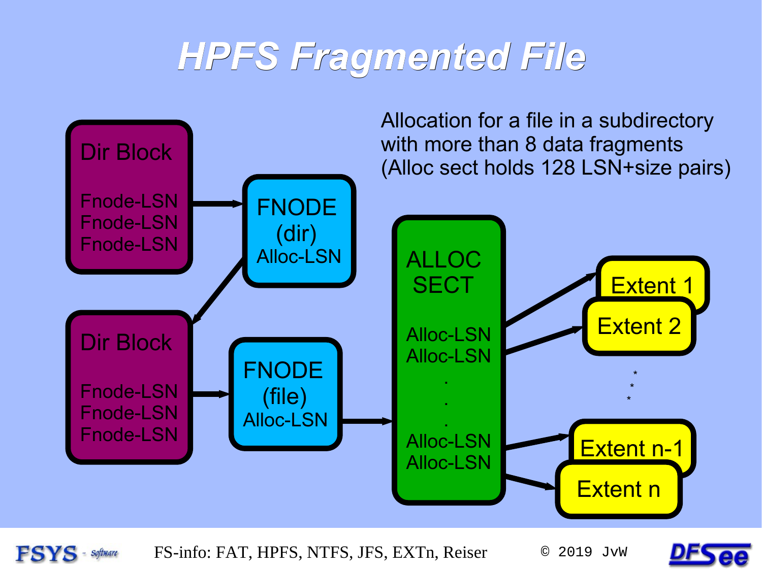# HPFS Fragmented File

Allocation for a file in a subdirectory with more than 8 data fragments (Alloc sect holds 128 LSN+size pairs)

Dir Block

Fnode-LSN
Fnode-LSN
Fnode-LSN

FNODE (dir)
Alloc-LSN

Dir Block

Fnode-LSN
Fnode-LSN
Fnode-LSN

FNODE (file)
Alloc-LSN

ALLOC SECT

Alloc-LSN
Alloc-LSN
.
.
.
Alloc-LSN
Alloc-LSN

Extent 1

Extent 2

*
*
*

Extent n-1

Extent n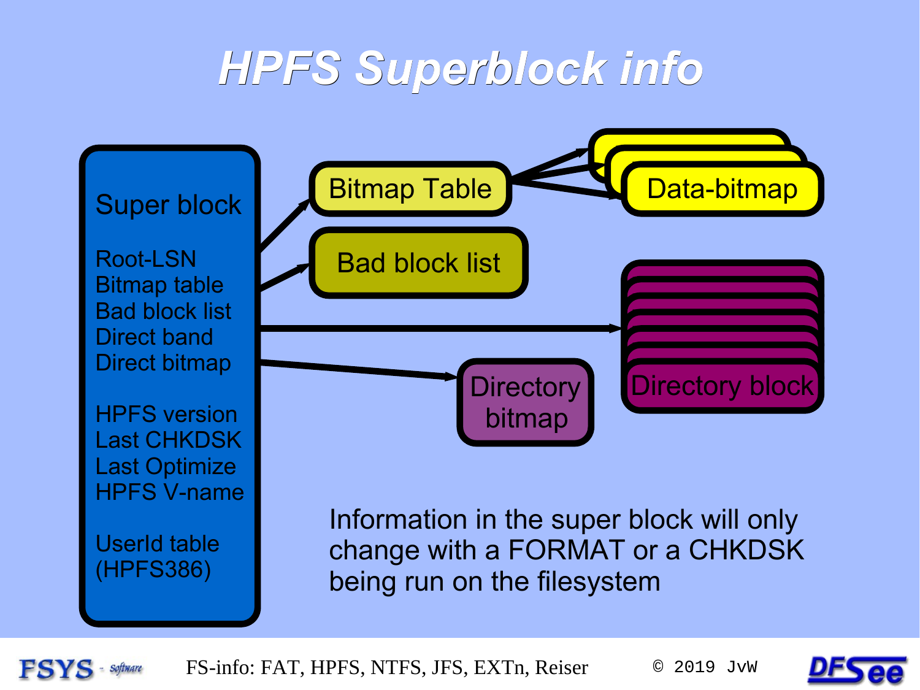# HPFS Superblock info

Super block

Root-LSN
Bitmap table
Bad block list
Direct band
Direct bitmap

HPFS version
Last CHKDSK
Last Optimize
HPFS V-name

UserId table
(HPFS386)

Bitmap Table

Data-bitmap

Bad block list

Directory block

Directory bitmap

Information in the super block will only change with a FORMAT or a CHKDSK being run on the filesystem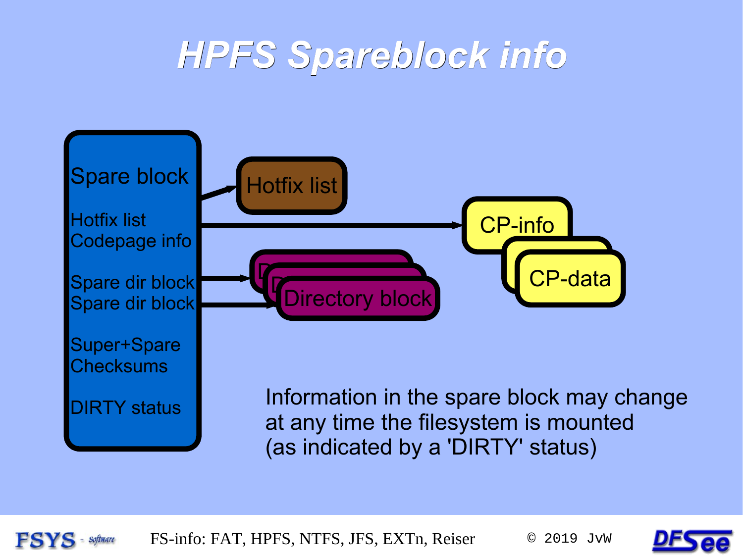# HPFS Spareblock info

Spare block

Hotfix list
Codepage info

Spare dir block
Spare dir block

Super+Spare
Checksums

DIRTY status

Hotfix list

CP-info

CP-data

Directory block

Information in the spare block may change at any time the filesystem is mounted (as indicated by a 'DIRTY' status)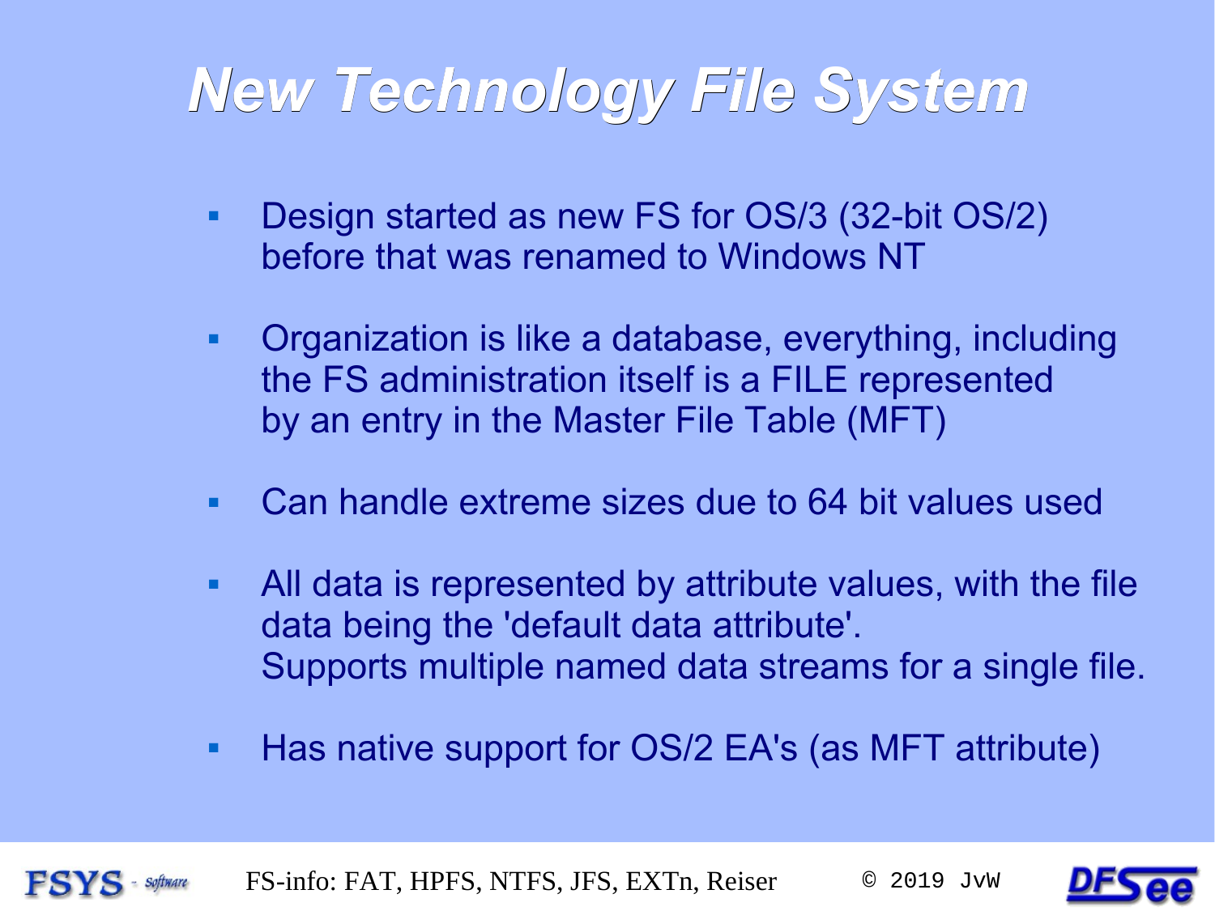# New Technology File System

- Design started as new FS for OS/3 (32-bit OS/2) before that was renamed to Windows NT
- Organization is like a database, everything, including the FS administration itself is a FILE represented by an entry in the Master File Table (MFT)
- Can handle extreme sizes due to 64 bit values used
- All data is represented by attribute values, with the file data being the 'default data attribute'.
  Supports multiple named data streams for a single file.
- Has native support for OS/2 EA's (as MFT attribute)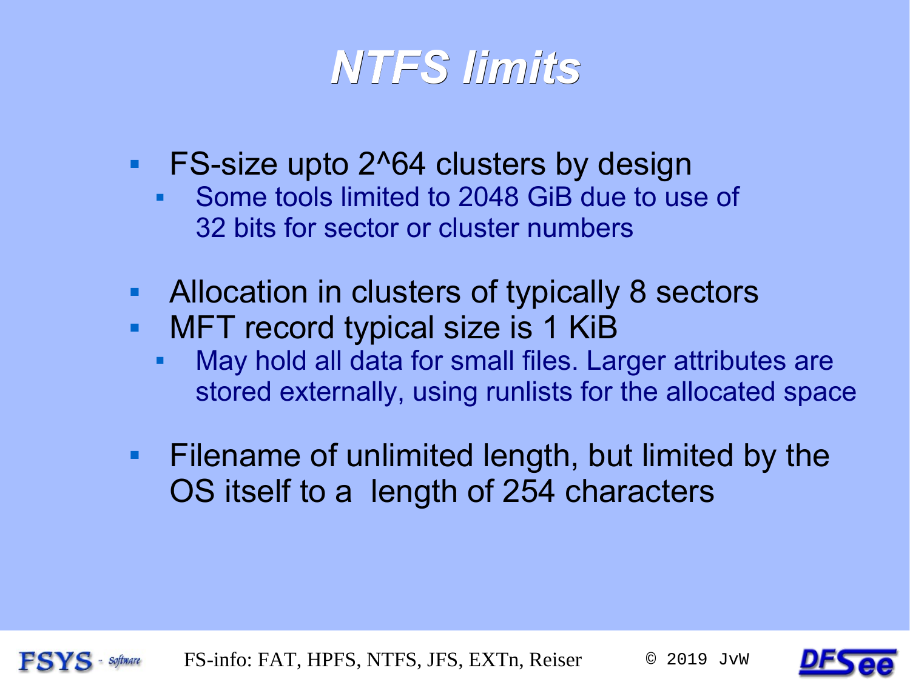# NTFS limits

- FS-size upto 2^64 clusters by design
  - Some tools limited to 2048 GiB due to use of 32 bits for sector or cluster numbers

- Allocation in clusters of typically 8 sectors
- MFT record typical size is 1 KiB
  - May hold all data for small files. Larger attributes are stored externally, using runlists for the allocated space

- Filename of unlimited length, but limited by the OS itself to a length of 254 characters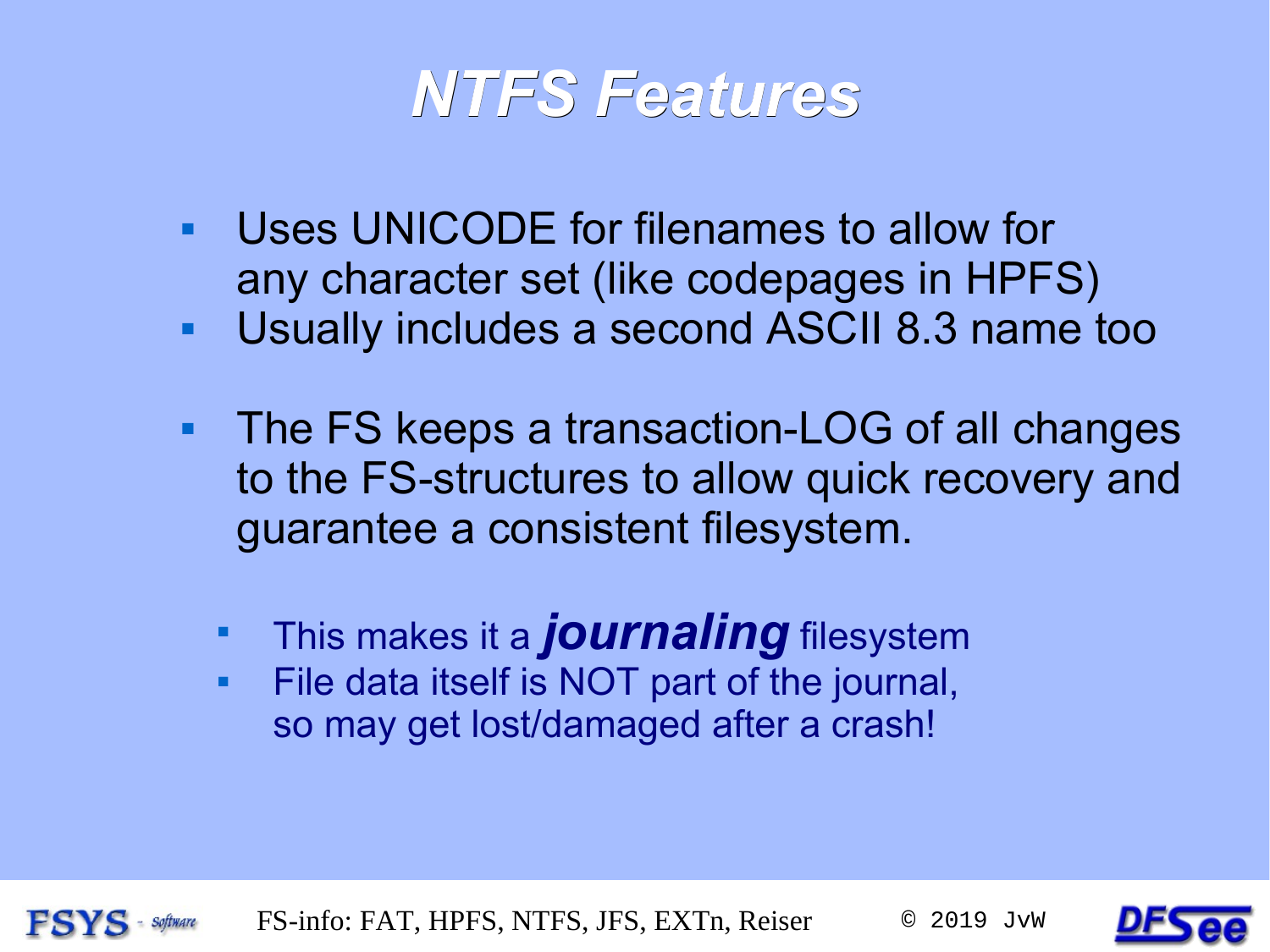# *NTFS Features*

- Uses UNICODE for filenames to allow for any character set (like codepages in HPFS)
- Usually includes a second ASCII 8.3 name too

- The FS keeps a transaction-LOG of all changes to the FS-structures to allow quick recovery and guarantee a consistent filesystem.
  - This makes it a ***journaling*** filesystem
  - File data itself is NOT part of the journal, so may get lost/damaged after a crash!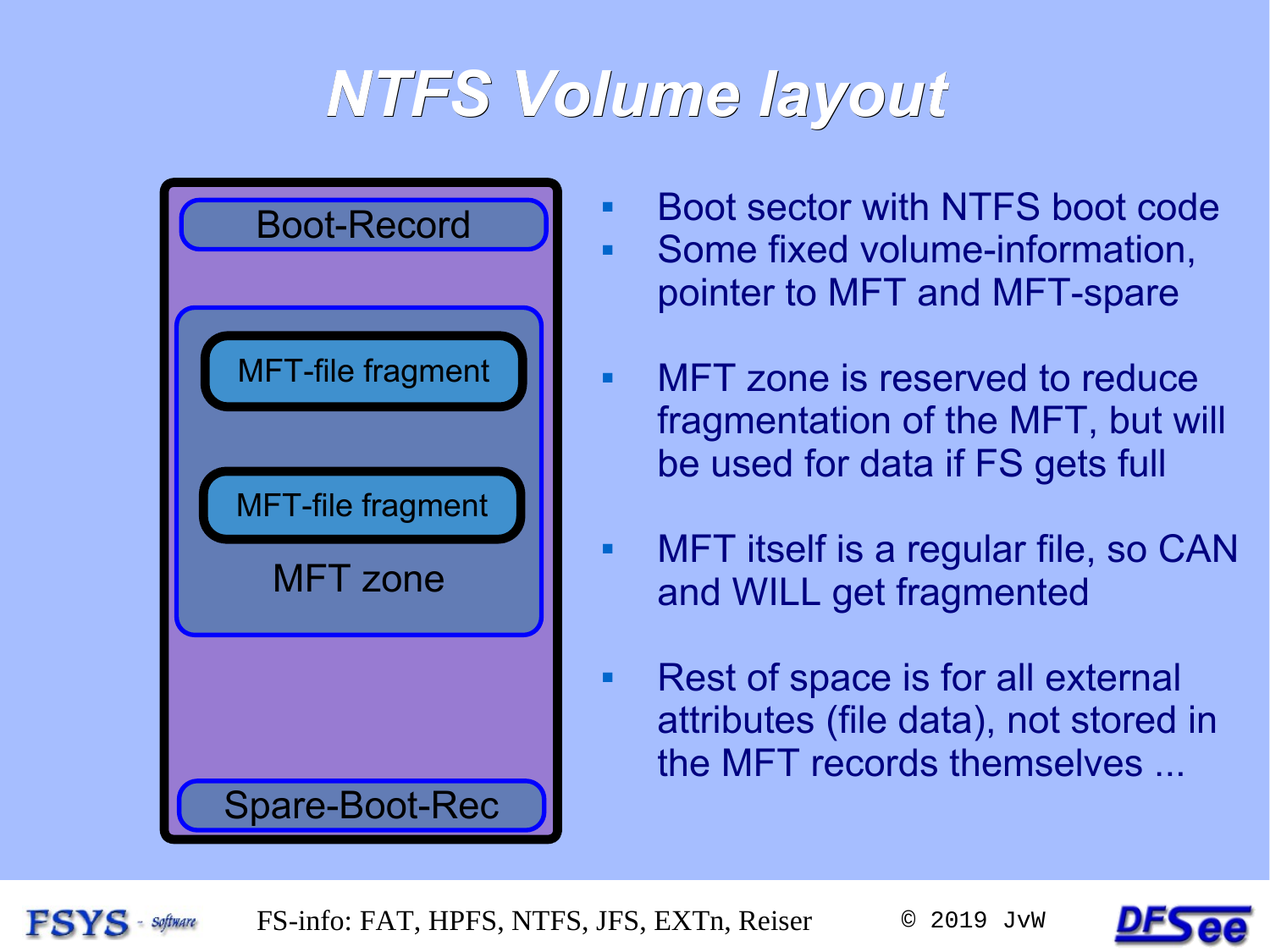# NTFS Volume layout

Boot-Record

MFT-file fragment

MFT-file fragment

MFT zone

Spare-Boot-Rec

- Boot sector with NTFS boot code
- Some fixed volume-information, pointer to MFT and MFT-spare
- MFT zone is reserved to reduce fragmentation of the MFT, but will be used for data if FS gets full
- MFT itself is a regular file, so CAN and WILL get fragmented
- Rest of space is for all external attributes (file data), not stored in the MFT records themselves ...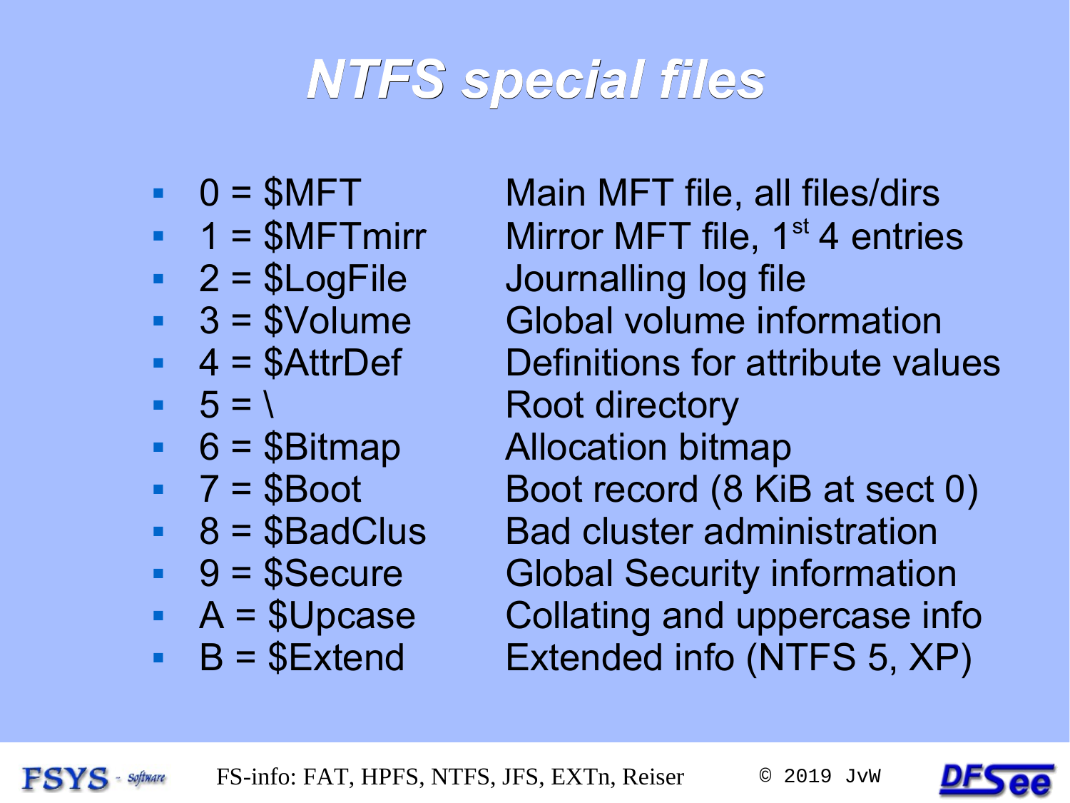# NTFS special files

- 0 = $MFT — Main MFT file, all files/dirs
- 1 = $MFTmirr — Mirror MFT file, 1st 4 entries
- 2 = $LogFile — Journalling log file
- 3 = $Volume — Global volume information
- 4 = $AttrDef — Definitions for attribute values
- 5 = \ — Root directory
- 6 = $Bitmap — Allocation bitmap
- 7 = $Boot — Boot record (8 KiB at sect 0)
- 8 = $BadClus — Bad cluster administration
- 9 = $Secure — Global Security information
- A = $Upcase — Collating and uppercase info
- B = $Extend — Extended info (NTFS 5, XP)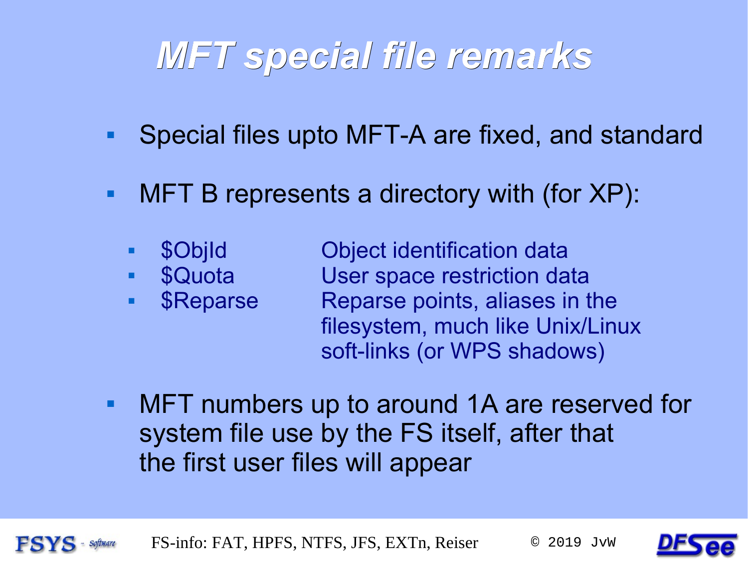# MFT special file remarks

- Special files upto MFT-A are fixed, and standard
- MFT B represents a directory with (for XP):
  - $ObjId — Object identification data
  - $Quota — User space restriction data
  - $Reparse — Reparse points, aliases in the filesystem, much like Unix/Linux soft-links (or WPS shadows)
- MFT numbers up to around 1A are reserved for system file use by the FS itself, after that the first user files will appear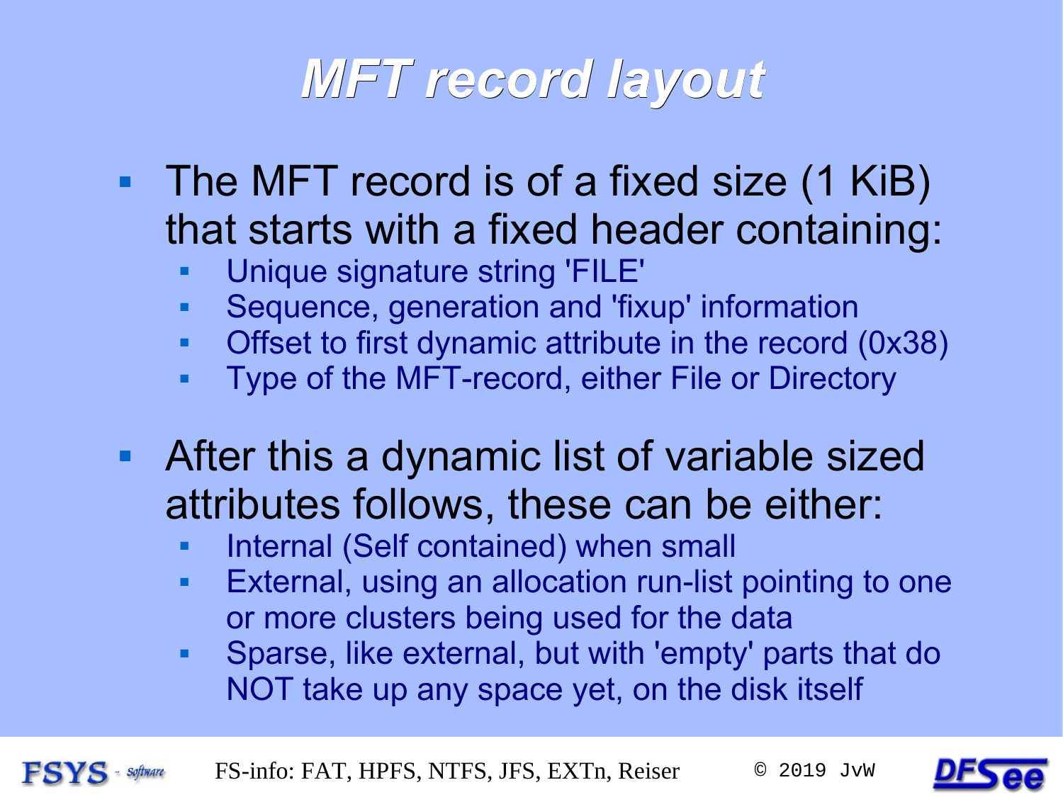# MFT record layout

- The MFT record is of a fixed size (1 KiB) that starts with a fixed header containing:
  - Unique signature string 'FILE'
  - Sequence, generation and 'fixup' information
  - Offset to first dynamic attribute in the record (0x38)
  - Type of the MFT-record, either File or Directory
- After this a dynamic list of variable sized attributes follows, these can be either:
  - Internal (Self contained) when small
  - External, using an allocation run-list pointing to one or more clusters being used for the data
  - Sparse, like external, but with 'empty' parts that do NOT take up any space yet, on the disk itself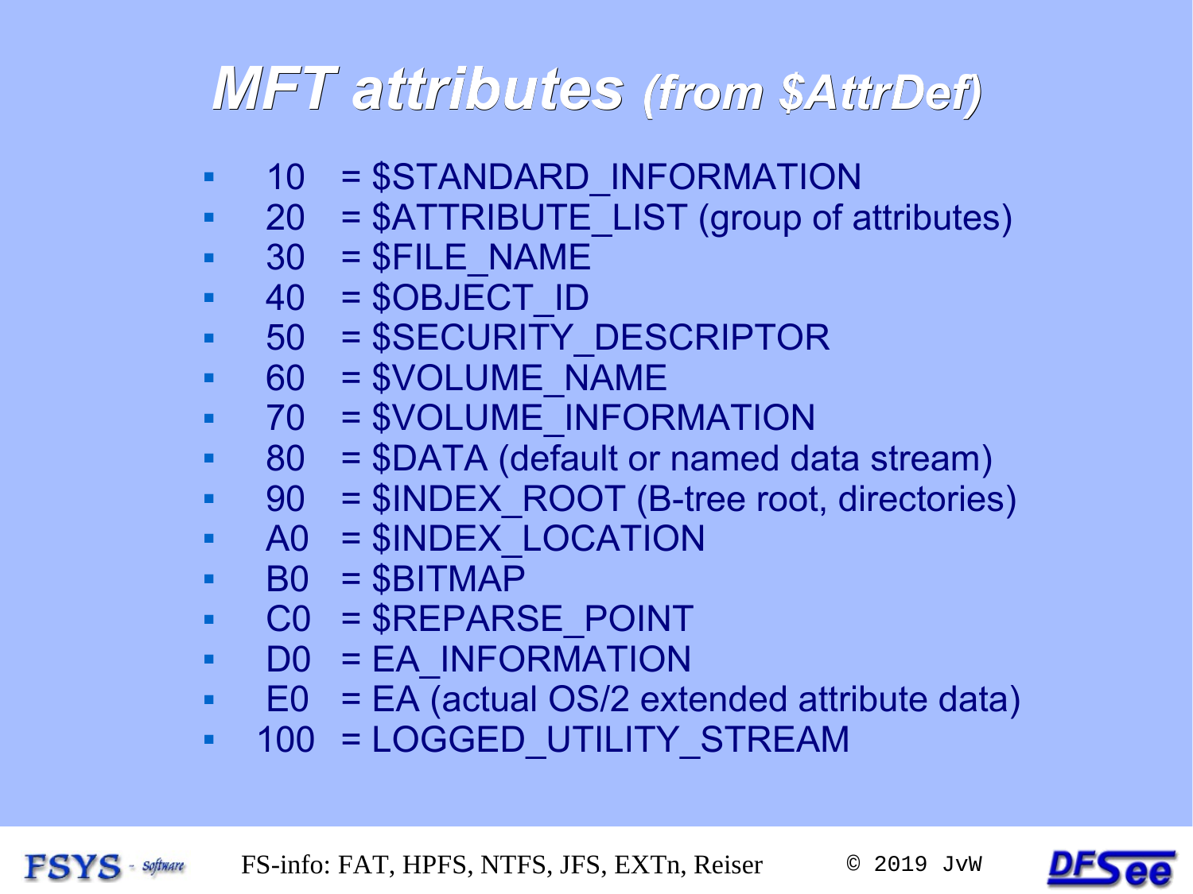# *MFT attributes (from $AttrDef)*

- 10 = $STANDARD_INFORMATION
- 20 = $ATTRIBUTE_LIST (group of attributes)
- 30 = $FILE_NAME
- 40 = $OBJECT_ID
- 50 = $SECURITY_DESCRIPTOR
- 60 = $VOLUME_NAME
- 70 = $VOLUME_INFORMATION
- 80 = $DATA (default or named data stream)
- 90 = $INDEX_ROOT (B-tree root, directories)
- A0 = $INDEX_LOCATION
- B0 = $BITMAP
- C0 = $REPARSE_POINT
- D0 = EA_INFORMATION
- E0 = EA (actual OS/2 extended attribute data)
- 100 = LOGGED_UTILITY_STREAM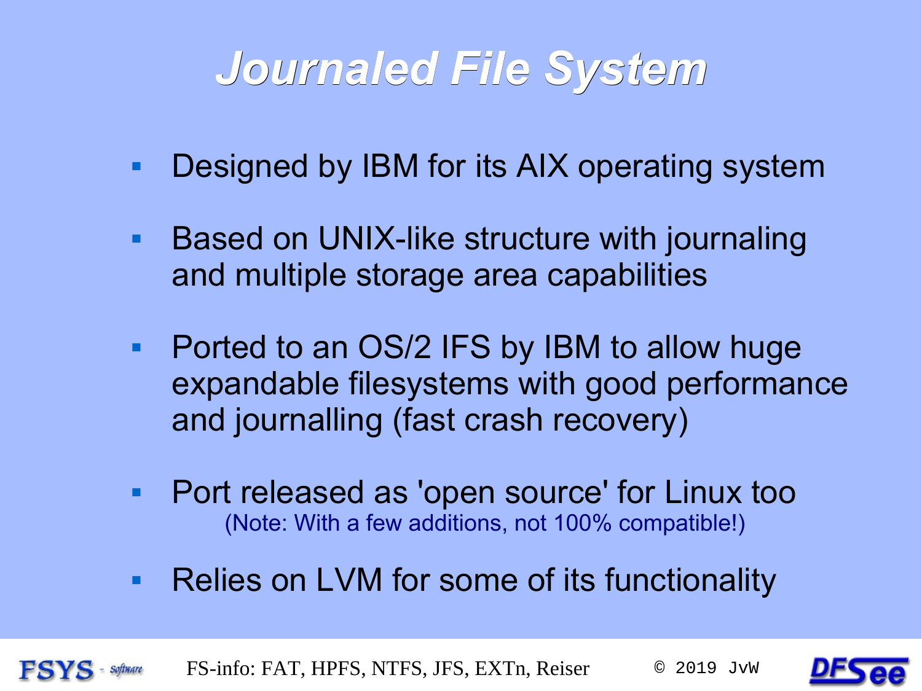# *Journaled File System*

- Designed by IBM for its AIX operating system
- Based on UNIX-like structure with journaling and multiple storage area capabilities
- Ported to an OS/2 IFS by IBM to allow huge expandable filesystems with good performance and journalling (fast crash recovery)
- Port released as 'open source' for Linux too
  (Note: With a few additions, not 100% compatible!)
- Relies on LVM for some of its functionality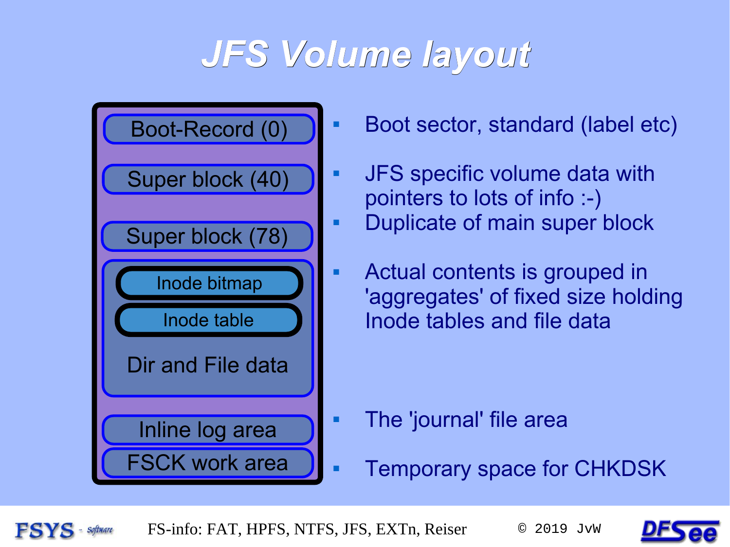# JFS Volume layout

| Layout | Description |
| --- | --- |
| Boot-Record (0) | Boot sector, standard (label etc) |
| Super block (40) | JFS specific volume data with pointers to lots of info :-) |
| Super block (78) | Duplicate of main super block |
| Inode bitmap / Inode table / Dir and File data | Actual contents is grouped in 'aggregates' of fixed size holding Inode tables and file data |
| Inline log area | The 'journal' file area |
| FSCK work area | Temporary space for CHKDSK |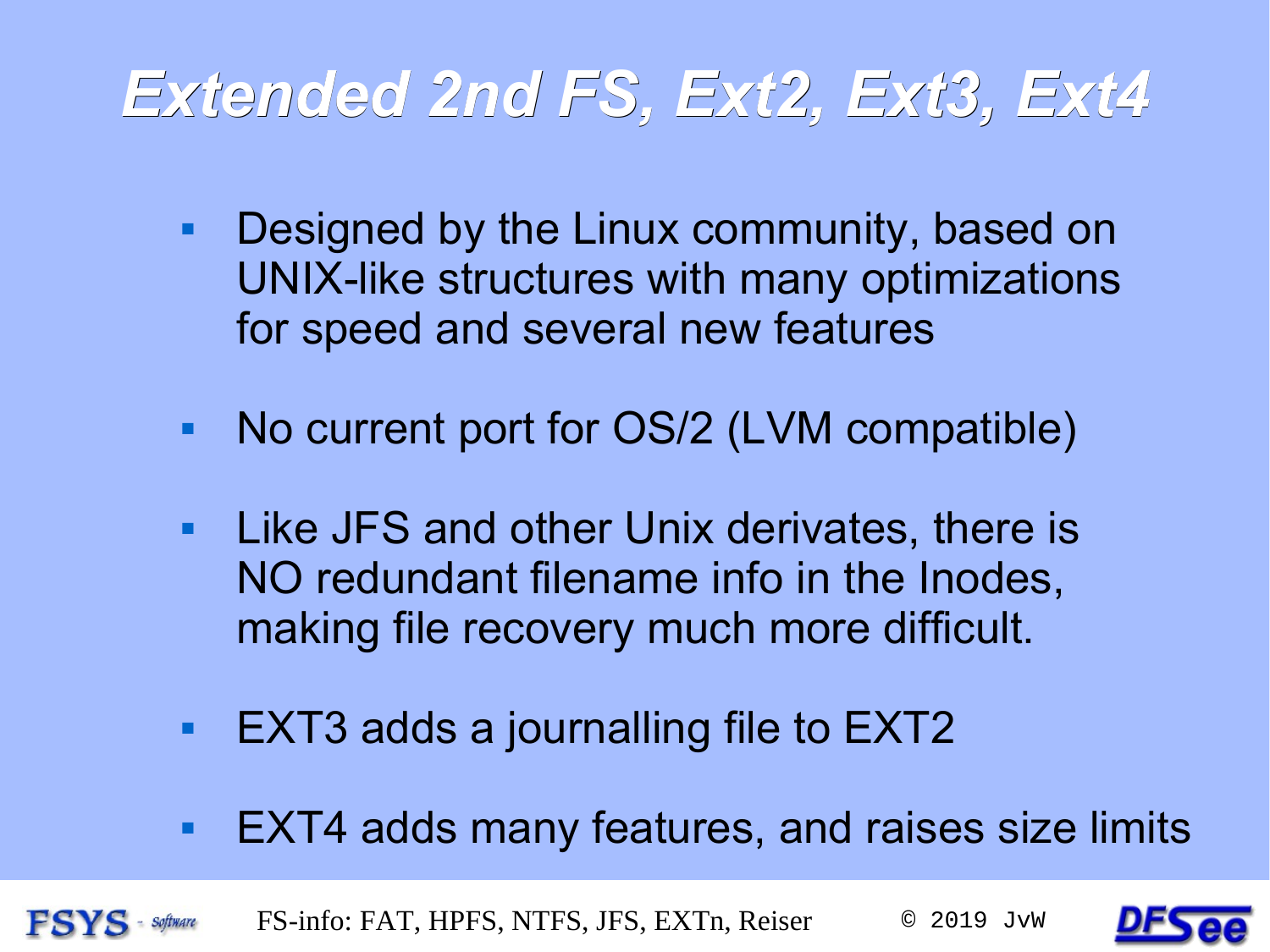# Extended 2nd FS, Ext2, Ext3, Ext4

- Designed by the Linux community, based on UNIX-like structures with many optimizations for speed and several new features
- No current port for OS/2 (LVM compatible)
- Like JFS and other Unix derivates, there is NO redundant filename info in the Inodes, making file recovery much more difficult.
- EXT3 adds a journalling file to EXT2
- EXT4 adds many features, and raises size limits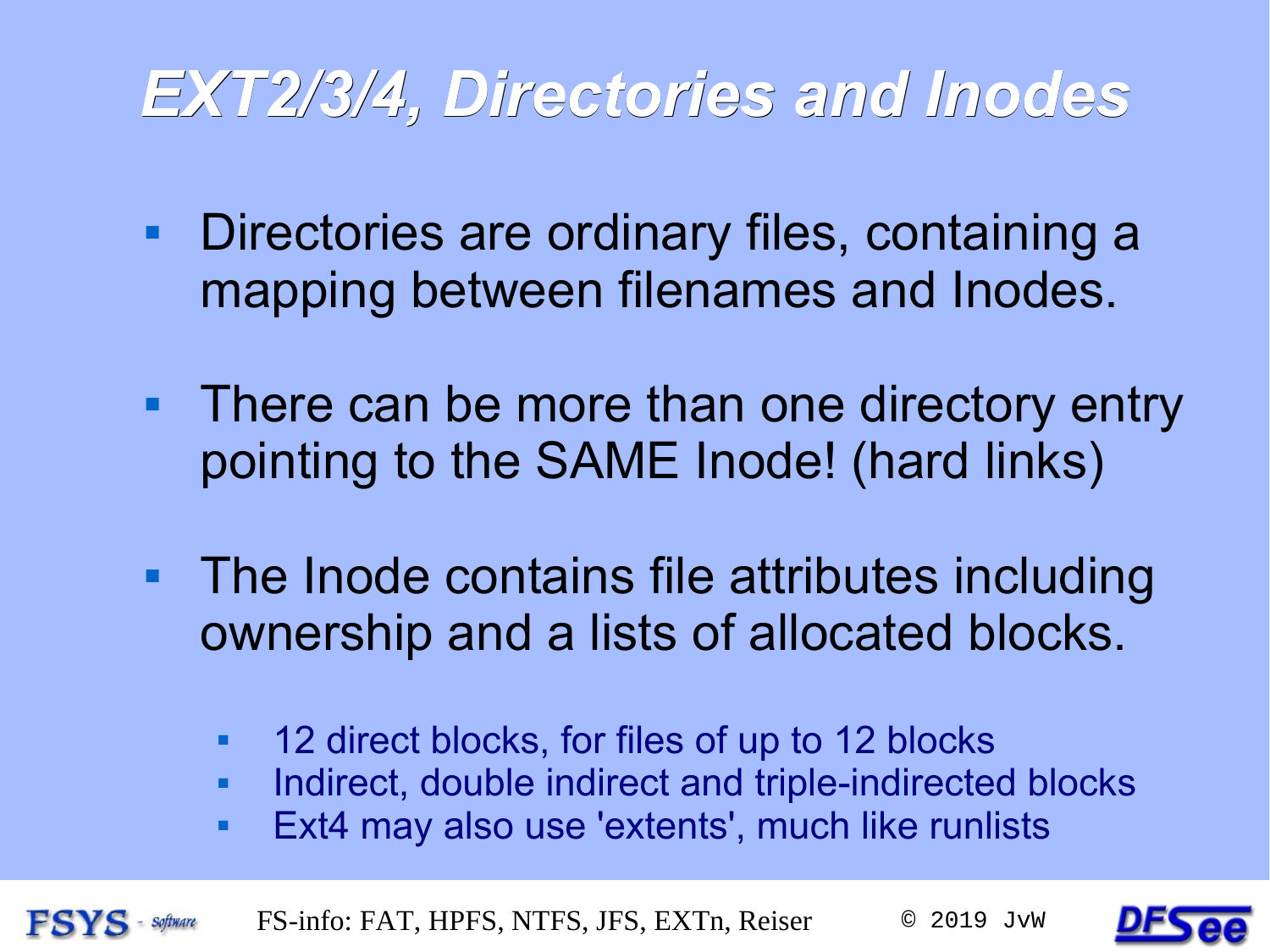# EXT2/3/4, Directories and Inodes

- Directories are ordinary files, containing a mapping between filenames and Inodes.
- There can be more than one directory entry pointing to the SAME Inode! (hard links)
- The Inode contains file attributes including ownership and a lists of allocated blocks.
  - 12 direct blocks, for files of up to 12 blocks
  - Indirect, double indirect and triple-indirected blocks
  - Ext4 may also use 'extents', much like runlists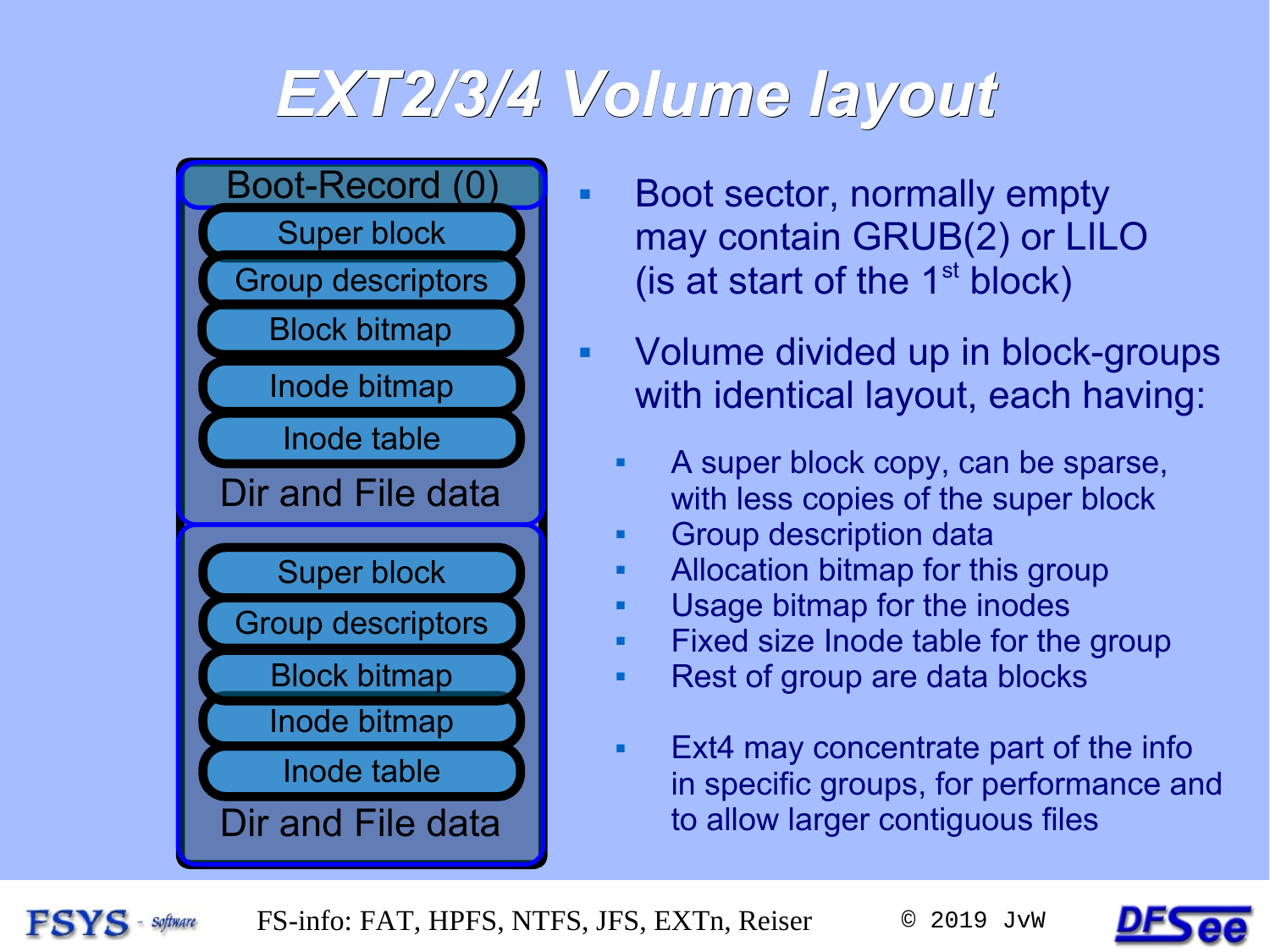# EXT2/3/4 Volume layout

Boot-Record (0)
- Super block
- Group descriptors
- Block bitmap
- Inode bitmap
- Inode table

Dir and File data

- Super block
- Group descriptors
- Block bitmap
- Inode bitmap
- Inode table

Dir and File data

- Boot sector, normally empty may contain GRUB(2) or LILO (is at start of the 1st block)
- Volume divided up in block-groups with identical layout, each having:
  - A super block copy, can be sparse, with less copies of the super block
  - Group description data
  - Allocation bitmap for this group
  - Usage bitmap for the inodes
  - Fixed size Inode table for the group
  - Rest of group are data blocks

  - Ext4 may concentrate part of the info in specific groups, for performance and to allow larger contiguous files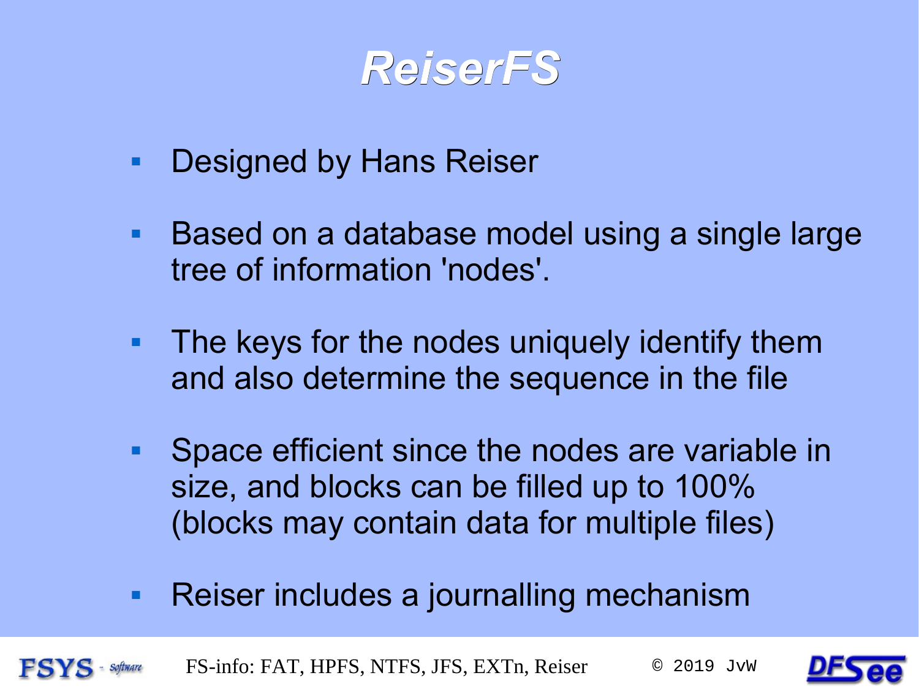# ReiserFS

- Designed by Hans Reiser
- Based on a database model using a single large tree of information 'nodes'.
- The keys for the nodes uniquely identify them and also determine the sequence in the file
- Space efficient since the nodes are variable in size, and blocks can be filled up to 100% (blocks may contain data for multiple files)
- Reiser includes a journalling mechanism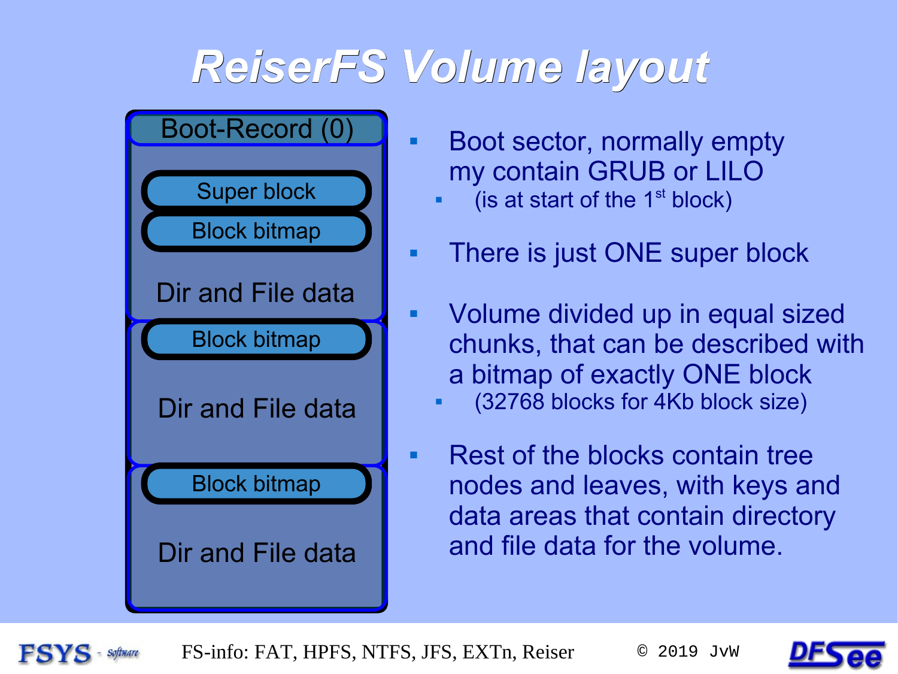# ReiserFS Volume layout

- Boot-Record (0)
- Super block
- Block bitmap
- Dir and File data
- Block bitmap
- Dir and File data
- Block bitmap
- Dir and File data

---

- Boot sector, normally empty my contain GRUB or LILO
  - (is at start of the 1st block)
- There is just ONE super block
- Volume divided up in equal sized chunks, that can be described with a bitmap of exactly ONE block
  - (32768 blocks for 4Kb block size)
- Rest of the blocks contain tree nodes and leaves, with keys and data areas that contain directory and file data for the volume.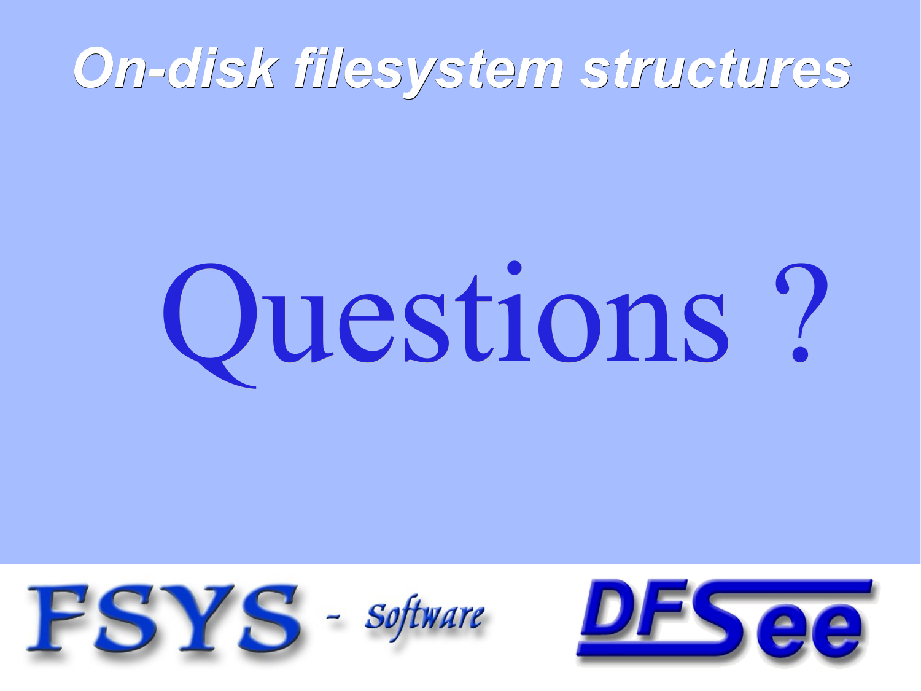# On-disk filesystem structures

# Questions ?

FSYS - Software

DFSee